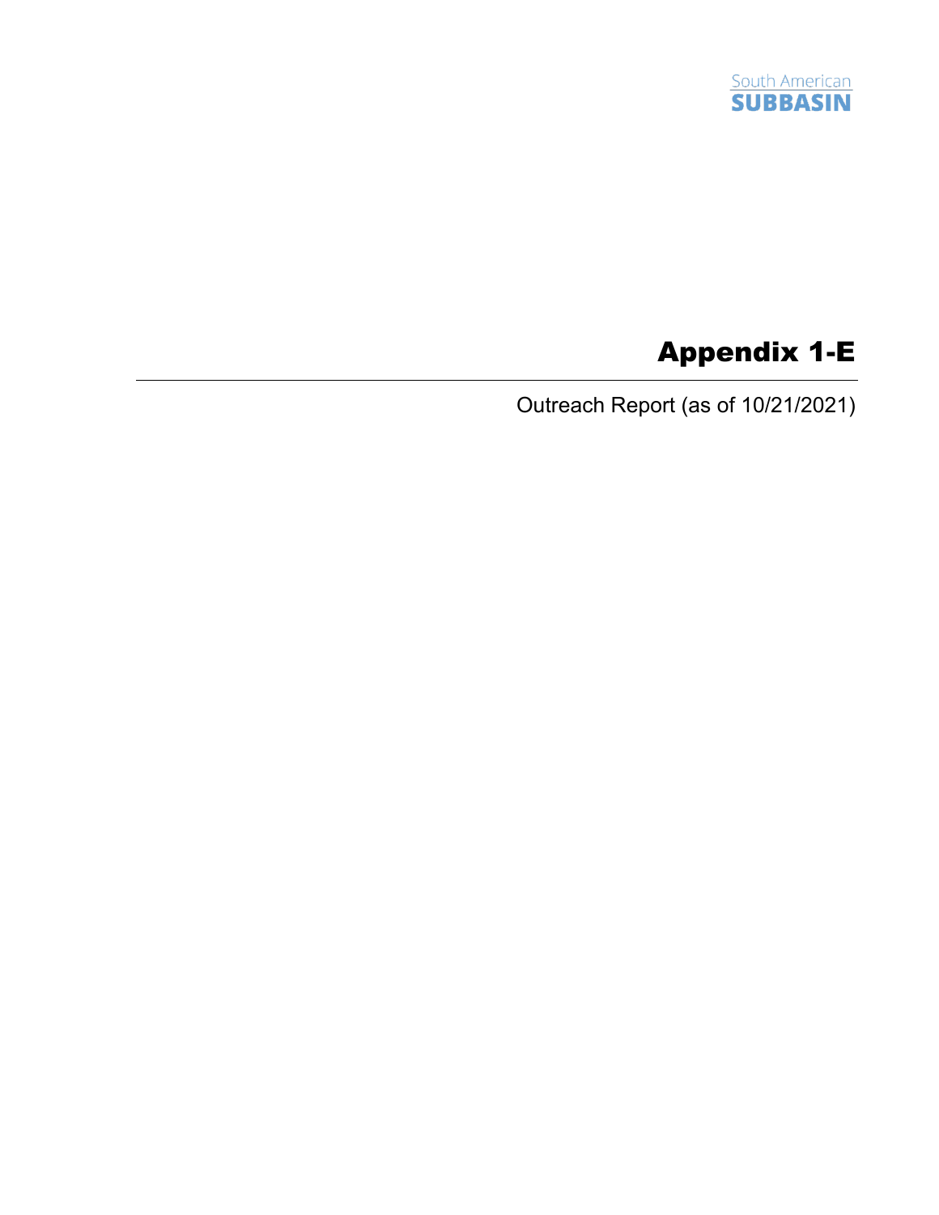South American
SUBBASIN

# Appendix 1-E

Outreach Report (as of 10/21/2021)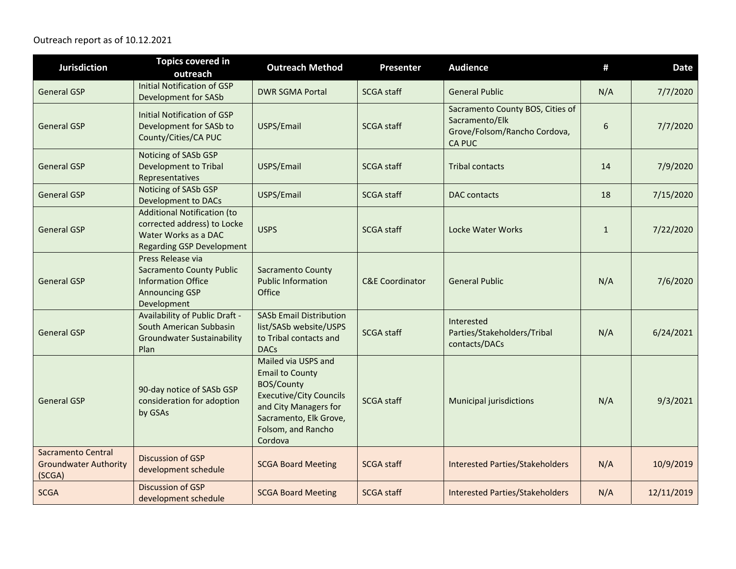Outreach report as of 10.12.2021

| Jurisdiction | Topics covered in outreach | Outreach Method | Presenter | Audience | # | Date |
|---|---|---|---|---|---|---|
| General GSP | Initial Notification of GSP Development for SASb | DWR SGMA Portal | SCGA staff | General Public | N/A | 7/7/2020 |
| General GSP | Initial Notification of GSP Development for SASb to County/Cities/CA PUC | USPS/Email | SCGA staff | Sacramento County BOS, Cities of Sacramento/Elk Grove/Folsom/Rancho Cordova, CA PUC | 6 | 7/7/2020 |
| General GSP | Noticing of SASb GSP Development to Tribal Representatives | USPS/Email | SCGA staff | Tribal contacts | 14 | 7/9/2020 |
| General GSP | Noticing of SASb GSP Development to DACs | USPS/Email | SCGA staff | DAC contacts | 18 | 7/15/2020 |
| General GSP | Additional Notification (to corrected address) to Locke Water Works as a DAC Regarding GSP Development | USPS | SCGA staff | Locke Water Works | 1 | 7/22/2020 |
| General GSP | Press Release via Sacramento County Public Information Office Announcing GSP Development | Sacramento County Public Information Office | C&E Coordinator | General Public | N/A | 7/6/2020 |
| General GSP | Availability of Public Draft - South American Subbasin Groundwater Sustainability Plan | SASb Email Distribution list/SASb website/USPS to Tribal contacts and DACs | SCGA staff | Interested Parties/Stakeholders/Tribal contacts/DACs | N/A | 6/24/2021 |
| General GSP | 90-day notice of SASb GSP consideration for adoption by GSAs | Mailed via USPS and Email to County BOS/County Executive/City Councils and City Managers for Sacramento, Elk Grove, Folsom, and Rancho Cordova | SCGA staff | Municipal jurisdictions | N/A | 9/3/2021 |
| Sacramento Central Groundwater Authority (SCGA) | Discussion of GSP development schedule | SCGA Board Meeting | SCGA staff | Interested Parties/Stakeholders | N/A | 10/9/2019 |
| SCGA | Discussion of GSP development schedule | SCGA Board Meeting | SCGA staff | Interested Parties/Stakeholders | N/A | 12/11/2019 |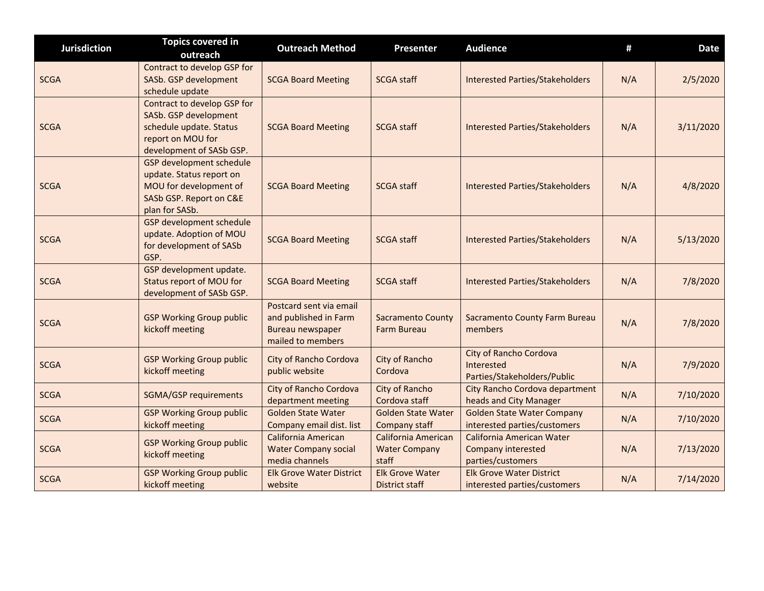| Jurisdiction | Topics covered in outreach | Outreach Method | Presenter | Audience | # | Date |
|---|---|---|---|---|---|---|
| SCGA | Contract to develop GSP for SASb. GSP development schedule update | SCGA Board Meeting | SCGA staff | Interested Parties/Stakeholders | N/A | 2/5/2020 |
| SCGA | Contract to develop GSP for SASb. GSP development schedule update. Status report on MOU for development of SASb GSP. | SCGA Board Meeting | SCGA staff | Interested Parties/Stakeholders | N/A | 3/11/2020 |
| SCGA | GSP development schedule update. Status report on MOU for development of SASb GSP. Report on C&E plan for SASb. | SCGA Board Meeting | SCGA staff | Interested Parties/Stakeholders | N/A | 4/8/2020 |
| SCGA | GSP development schedule update. Adoption of MOU for development of SASb GSP. | SCGA Board Meeting | SCGA staff | Interested Parties/Stakeholders | N/A | 5/13/2020 |
| SCGA | GSP development update. Status report of MOU for development of SASb GSP. | SCGA Board Meeting | SCGA staff | Interested Parties/Stakeholders | N/A | 7/8/2020 |
| SCGA | GSP Working Group public kickoff meeting | Postcard sent via email and published in Farm Bureau newspaper mailed to members | Sacramento County Farm Bureau | Sacramento County Farm Bureau members | N/A | 7/8/2020 |
| SCGA | GSP Working Group public kickoff meeting | City of Rancho Cordova public website | City of Rancho Cordova | City of Rancho Cordova Interested Parties/Stakeholders/Public | N/A | 7/9/2020 |
| SCGA | SGMA/GSP requirements | City of Rancho Cordova department meeting | City of Rancho Cordova staff | City Rancho Cordova department heads and City Manager | N/A | 7/10/2020 |
| SCGA | GSP Working Group public kickoff meeting | Golden State Water Company email dist. list | Golden State Water Company staff | Golden State Water Company interested parties/customers | N/A | 7/10/2020 |
| SCGA | GSP Working Group public kickoff meeting | California American Water Company social media channels | California American Water Company staff | California American Water Company interested parties/customers | N/A | 7/13/2020 |
| SCGA | GSP Working Group public kickoff meeting | Elk Grove Water District website | Elk Grove Water District staff | Elk Grove Water District interested parties/customers | N/A | 7/14/2020 |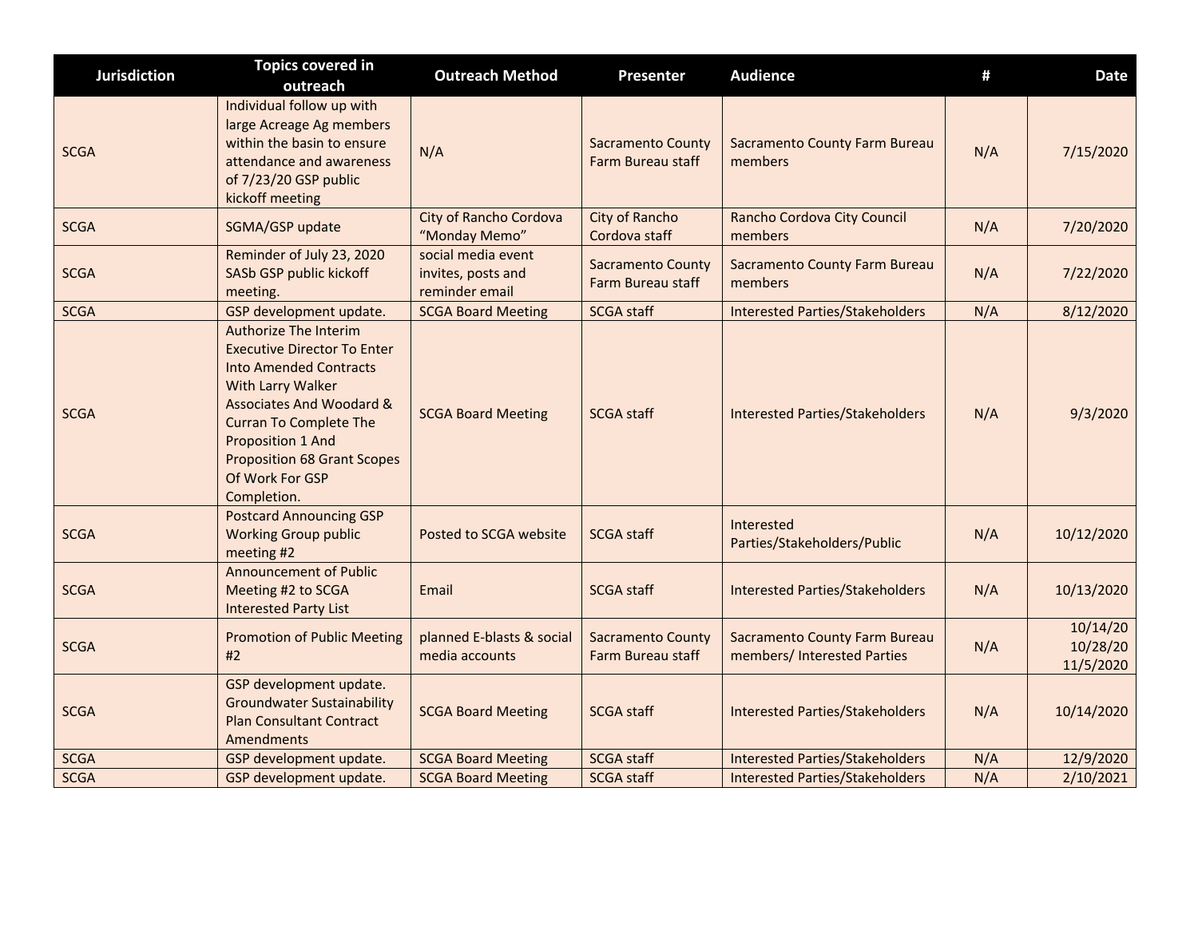| Jurisdiction | Topics covered in outreach | Outreach Method | Presenter | Audience | # | Date |
|---|---|---|---|---|---|---|
| SCGA | Individual follow up with large Acreage Ag members within the basin to ensure attendance and awareness of 7/23/20 GSP public kickoff meeting | N/A | Sacramento County Farm Bureau staff | Sacramento County Farm Bureau members | N/A | 7/15/2020 |
| SCGA | SGMA/GSP update | City of Rancho Cordova "Monday Memo" | City of Rancho Cordova staff | Rancho Cordova City Council members | N/A | 7/20/2020 |
| SCGA | Reminder of July 23, 2020 SASb GSP public kickoff meeting. | social media event invites, posts and reminder email | Sacramento County Farm Bureau staff | Sacramento County Farm Bureau members | N/A | 7/22/2020 |
| SCGA | GSP development update. | SCGA Board Meeting | SCGA staff | Interested Parties/Stakeholders | N/A | 8/12/2020 |
| SCGA | Authorize The Interim Executive Director To Enter Into Amended Contracts With Larry Walker Associates And Woodard & Curran To Complete The Proposition 1 And Proposition 68 Grant Scopes Of Work For GSP Completion. | SCGA Board Meeting | SCGA staff | Interested Parties/Stakeholders | N/A | 9/3/2020 |
| SCGA | Postcard Announcing GSP Working Group public meeting #2 | Posted to SCGA website | SCGA staff | Interested Parties/Stakeholders/Public | N/A | 10/12/2020 |
| SCGA | Announcement of Public Meeting #2 to SCGA Interested Party List | Email | SCGA staff | Interested Parties/Stakeholders | N/A | 10/13/2020 |
| SCGA | Promotion of Public Meeting #2 | planned E-blasts & social media accounts | Sacramento County Farm Bureau staff | Sacramento County Farm Bureau members/ Interested Parties | N/A | 10/14/20 10/28/20 11/5/2020 |
| SCGA | GSP development update. Groundwater Sustainability Plan Consultant Contract Amendments | SCGA Board Meeting | SCGA staff | Interested Parties/Stakeholders | N/A | 10/14/2020 |
| SCGA | GSP development update. | SCGA Board Meeting | SCGA staff | Interested Parties/Stakeholders | N/A | 12/9/2020 |
| SCGA | GSP development update. | SCGA Board Meeting | SCGA staff | Interested Parties/Stakeholders | N/A | 2/10/2021 |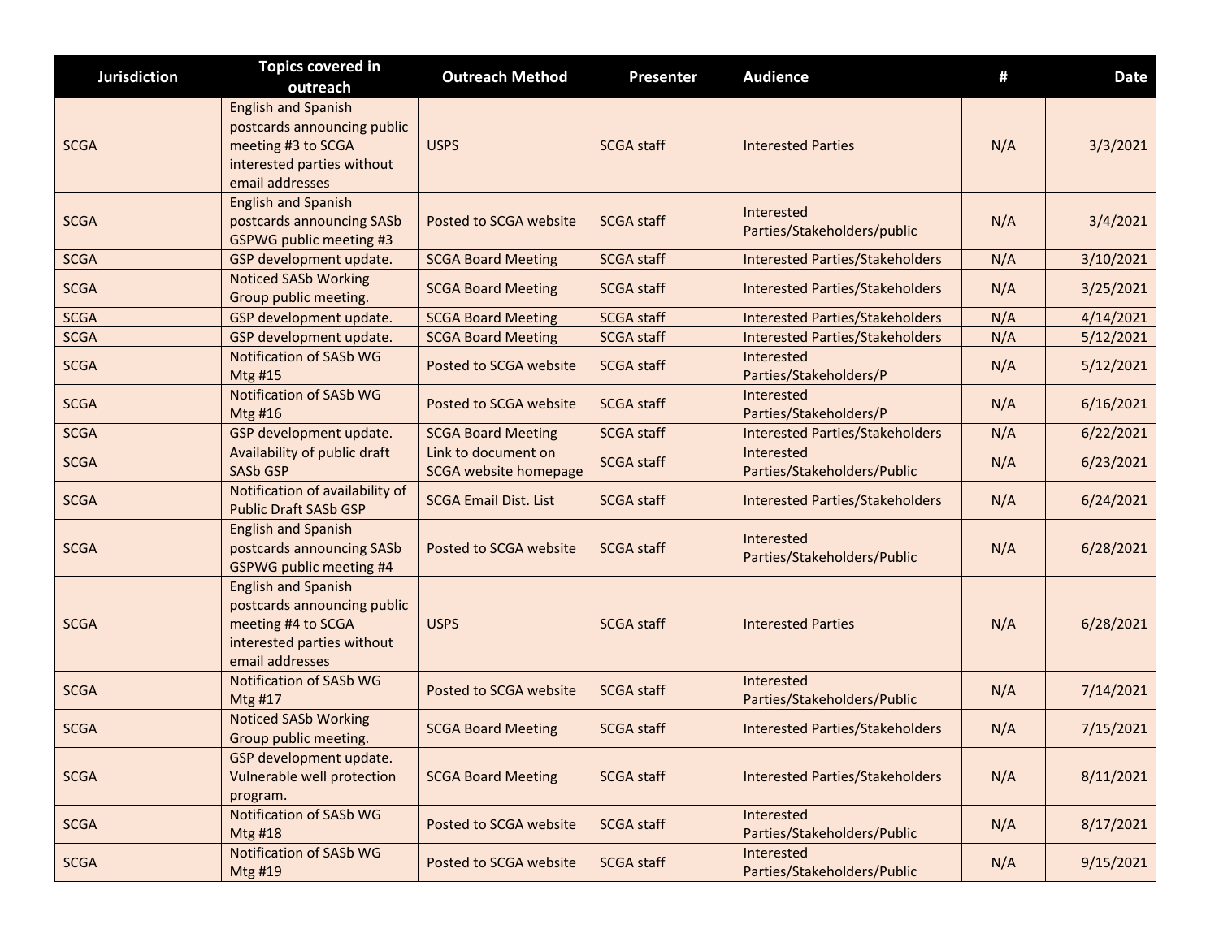| Jurisdiction | Topics covered in outreach | Outreach Method | Presenter | Audience | # | Date |
|---|---|---|---|---|---|---|
| SCGA | English and Spanish postcards announcing public meeting #3 to SCGA interested parties without email addresses | USPS | SCGA staff | Interested Parties | N/A | 3/3/2021 |
| SCGA | English and Spanish postcards announcing SASb GSPWG public meeting #3 | Posted to SCGA website | SCGA staff | Interested Parties/Stakeholders/public | N/A | 3/4/2021 |
| SCGA | GSP development update. | SCGA Board Meeting | SCGA staff | Interested Parties/Stakeholders | N/A | 3/10/2021 |
| SCGA | Noticed SASb Working Group public meeting. | SCGA Board Meeting | SCGA staff | Interested Parties/Stakeholders | N/A | 3/25/2021 |
| SCGA | GSP development update. | SCGA Board Meeting | SCGA staff | Interested Parties/Stakeholders | N/A | 4/14/2021 |
| SCGA | GSP development update. | SCGA Board Meeting | SCGA staff | Interested Parties/Stakeholders | N/A | 5/12/2021 |
| SCGA | Notification of SASb WG Mtg #15 | Posted to SCGA website | SCGA staff | Interested Parties/Stakeholders/P | N/A | 5/12/2021 |
| SCGA | Notification of SASb WG Mtg #16 | Posted to SCGA website | SCGA staff | Interested Parties/Stakeholders/P | N/A | 6/16/2021 |
| SCGA | GSP development update. | SCGA Board Meeting | SCGA staff | Interested Parties/Stakeholders | N/A | 6/22/2021 |
| SCGA | Availability of public draft SASb GSP | Link to document on SCGA website homepage | SCGA staff | Interested Parties/Stakeholders/Public | N/A | 6/23/2021 |
| SCGA | Notification of availability of Public Draft SASb GSP | SCGA Email Dist. List | SCGA staff | Interested Parties/Stakeholders | N/A | 6/24/2021 |
| SCGA | English and Spanish postcards announcing SASb GSPWG public meeting #4 | Posted to SCGA website | SCGA staff | Interested Parties/Stakeholders/Public | N/A | 6/28/2021 |
| SCGA | English and Spanish postcards announcing public meeting #4 to SCGA interested parties without email addresses | USPS | SCGA staff | Interested Parties | N/A | 6/28/2021 |
| SCGA | Notification of SASb WG Mtg #17 | Posted to SCGA website | SCGA staff | Interested Parties/Stakeholders/Public | N/A | 7/14/2021 |
| SCGA | Noticed SASb Working Group public meeting. | SCGA Board Meeting | SCGA staff | Interested Parties/Stakeholders | N/A | 7/15/2021 |
| SCGA | GSP development update. Vulnerable well protection program. | SCGA Board Meeting | SCGA staff | Interested Parties/Stakeholders | N/A | 8/11/2021 |
| SCGA | Notification of SASb WG Mtg #18 | Posted to SCGA website | SCGA staff | Interested Parties/Stakeholders/Public | N/A | 8/17/2021 |
| SCGA | Notification of SASb WG Mtg #19 | Posted to SCGA website | SCGA staff | Interested Parties/Stakeholders/Public | N/A | 9/15/2021 |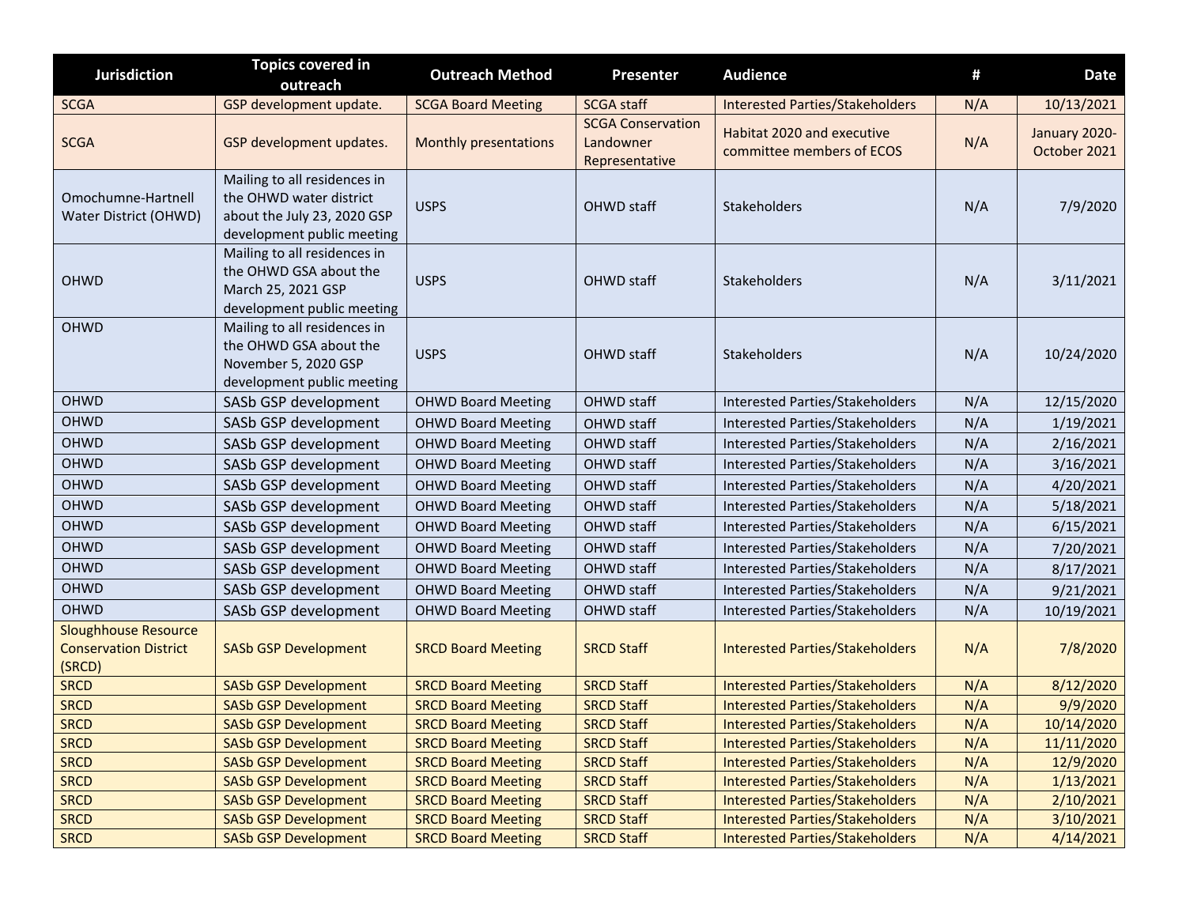| Jurisdiction | Topics covered in outreach | Outreach Method | Presenter | Audience | # | Date |
|---|---|---|---|---|---|---|
| SCGA | GSP development update. | SCGA Board Meeting | SCGA staff | Interested Parties/Stakeholders | N/A | 10/13/2021 |
| SCGA | GSP development updates. | Monthly presentations | SCGA Conservation Landowner Representative | Habitat 2020 and executive committee members of ECOS | N/A | January 2020-October 2021 |
| Omochumne-Hartnell Water District (OHWD) | Mailing to all residences in the OHWD water district about the July 23, 2020 GSP development public meeting | USPS | OHWD staff | Stakeholders | N/A | 7/9/2020 |
| OHWD | Mailing to all residences in the OHWD GSA about the March 25, 2021 GSP development public meeting | USPS | OHWD staff | Stakeholders | N/A | 3/11/2021 |
| OHWD | Mailing to all residences in the OHWD GSA about the November 5, 2020 GSP development public meeting | USPS | OHWD staff | Stakeholders | N/A | 10/24/2020 |
| OHWD | SASb GSP development | OHWD Board Meeting | OHWD staff | Interested Parties/Stakeholders | N/A | 12/15/2020 |
| OHWD | SASb GSP development | OHWD Board Meeting | OHWD staff | Interested Parties/Stakeholders | N/A | 1/19/2021 |
| OHWD | SASb GSP development | OHWD Board Meeting | OHWD staff | Interested Parties/Stakeholders | N/A | 2/16/2021 |
| OHWD | SASb GSP development | OHWD Board Meeting | OHWD staff | Interested Parties/Stakeholders | N/A | 3/16/2021 |
| OHWD | SASb GSP development | OHWD Board Meeting | OHWD staff | Interested Parties/Stakeholders | N/A | 4/20/2021 |
| OHWD | SASb GSP development | OHWD Board Meeting | OHWD staff | Interested Parties/Stakeholders | N/A | 5/18/2021 |
| OHWD | SASb GSP development | OHWD Board Meeting | OHWD staff | Interested Parties/Stakeholders | N/A | 6/15/2021 |
| OHWD | SASb GSP development | OHWD Board Meeting | OHWD staff | Interested Parties/Stakeholders | N/A | 7/20/2021 |
| OHWD | SASb GSP development | OHWD Board Meeting | OHWD staff | Interested Parties/Stakeholders | N/A | 8/17/2021 |
| OHWD | SASb GSP development | OHWD Board Meeting | OHWD staff | Interested Parties/Stakeholders | N/A | 9/21/2021 |
| OHWD | SASb GSP development | OHWD Board Meeting | OHWD staff | Interested Parties/Stakeholders | N/A | 10/19/2021 |
| Sloughhouse Resource Conservation District (SRCD) | SASb GSP Development | SRCD Board Meeting | SRCD Staff | Interested Parties/Stakeholders | N/A | 7/8/2020 |
| SRCD | SASb GSP Development | SRCD Board Meeting | SRCD Staff | Interested Parties/Stakeholders | N/A | 8/12/2020 |
| SRCD | SASb GSP Development | SRCD Board Meeting | SRCD Staff | Interested Parties/Stakeholders | N/A | 9/9/2020 |
| SRCD | SASb GSP Development | SRCD Board Meeting | SRCD Staff | Interested Parties/Stakeholders | N/A | 10/14/2020 |
| SRCD | SASb GSP Development | SRCD Board Meeting | SRCD Staff | Interested Parties/Stakeholders | N/A | 11/11/2020 |
| SRCD | SASb GSP Development | SRCD Board Meeting | SRCD Staff | Interested Parties/Stakeholders | N/A | 12/9/2020 |
| SRCD | SASb GSP Development | SRCD Board Meeting | SRCD Staff | Interested Parties/Stakeholders | N/A | 1/13/2021 |
| SRCD | SASb GSP Development | SRCD Board Meeting | SRCD Staff | Interested Parties/Stakeholders | N/A | 2/10/2021 |
| SRCD | SASb GSP Development | SRCD Board Meeting | SRCD Staff | Interested Parties/Stakeholders | N/A | 3/10/2021 |
| SRCD | SASb GSP Development | SRCD Board Meeting | SRCD Staff | Interested Parties/Stakeholders | N/A | 4/14/2021 |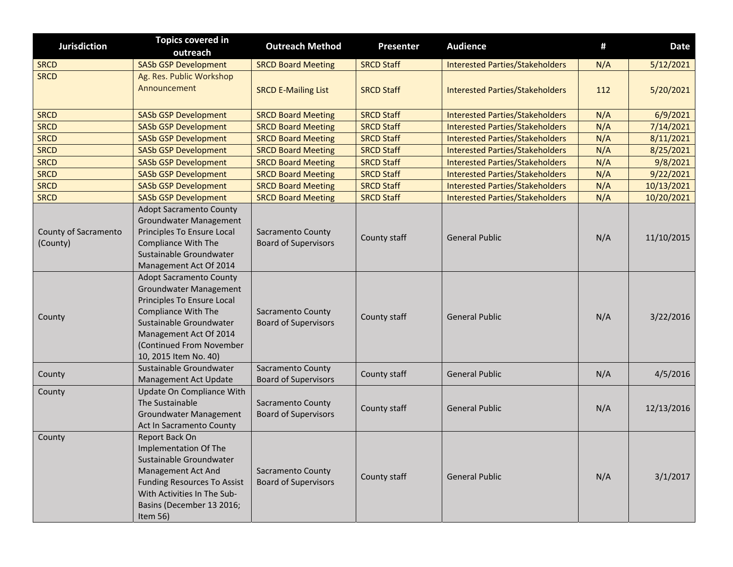| Jurisdiction | Topics covered in outreach | Outreach Method | Presenter | Audience | # | Date |
|---|---|---|---|---|---|---|
| SRCD | SASb GSP Development | SRCD Board Meeting | SRCD Staff | Interested Parties/Stakeholders | N/A | 5/12/2021 |
| SRCD | Ag. Res. Public Workshop Announcement | SRCD E-Mailing List | SRCD Staff | Interested Parties/Stakeholders | 112 | 5/20/2021 |
| SRCD | SASb GSP Development | SRCD Board Meeting | SRCD Staff | Interested Parties/Stakeholders | N/A | 6/9/2021 |
| SRCD | SASb GSP Development | SRCD Board Meeting | SRCD Staff | Interested Parties/Stakeholders | N/A | 7/14/2021 |
| SRCD | SASb GSP Development | SRCD Board Meeting | SRCD Staff | Interested Parties/Stakeholders | N/A | 8/11/2021 |
| SRCD | SASb GSP Development | SRCD Board Meeting | SRCD Staff | Interested Parties/Stakeholders | N/A | 8/25/2021 |
| SRCD | SASb GSP Development | SRCD Board Meeting | SRCD Staff | Interested Parties/Stakeholders | N/A | 9/8/2021 |
| SRCD | SASb GSP Development | SRCD Board Meeting | SRCD Staff | Interested Parties/Stakeholders | N/A | 9/22/2021 |
| SRCD | SASb GSP Development | SRCD Board Meeting | SRCD Staff | Interested Parties/Stakeholders | N/A | 10/13/2021 |
| SRCD | SASb GSP Development | SRCD Board Meeting | SRCD Staff | Interested Parties/Stakeholders | N/A | 10/20/2021 |
| County of Sacramento (County) | Adopt Sacramento County Groundwater Management Principles To Ensure Local Compliance With The Sustainable Groundwater Management Act Of 2014 | Sacramento County Board of Supervisors | County staff | General Public | N/A | 11/10/2015 |
| County | Adopt Sacramento County Groundwater Management Principles To Ensure Local Compliance With The Sustainable Groundwater Management Act Of 2014 (Continued From November 10, 2015 Item No. 40) | Sacramento County Board of Supervisors | County staff | General Public | N/A | 3/22/2016 |
| County | Sustainable Groundwater Management Act Update | Sacramento County Board of Supervisors | County staff | General Public | N/A | 4/5/2016 |
| County | Update On Compliance With The Sustainable Groundwater Management Act In Sacramento County | Sacramento County Board of Supervisors | County staff | General Public | N/A | 12/13/2016 |
| County | Report Back On Implementation Of The Sustainable Groundwater Management Act And Funding Resources To Assist With Activities In The Sub-Basins (December 13 2016; Item 56) | Sacramento County Board of Supervisors | County staff | General Public | N/A | 3/1/2017 |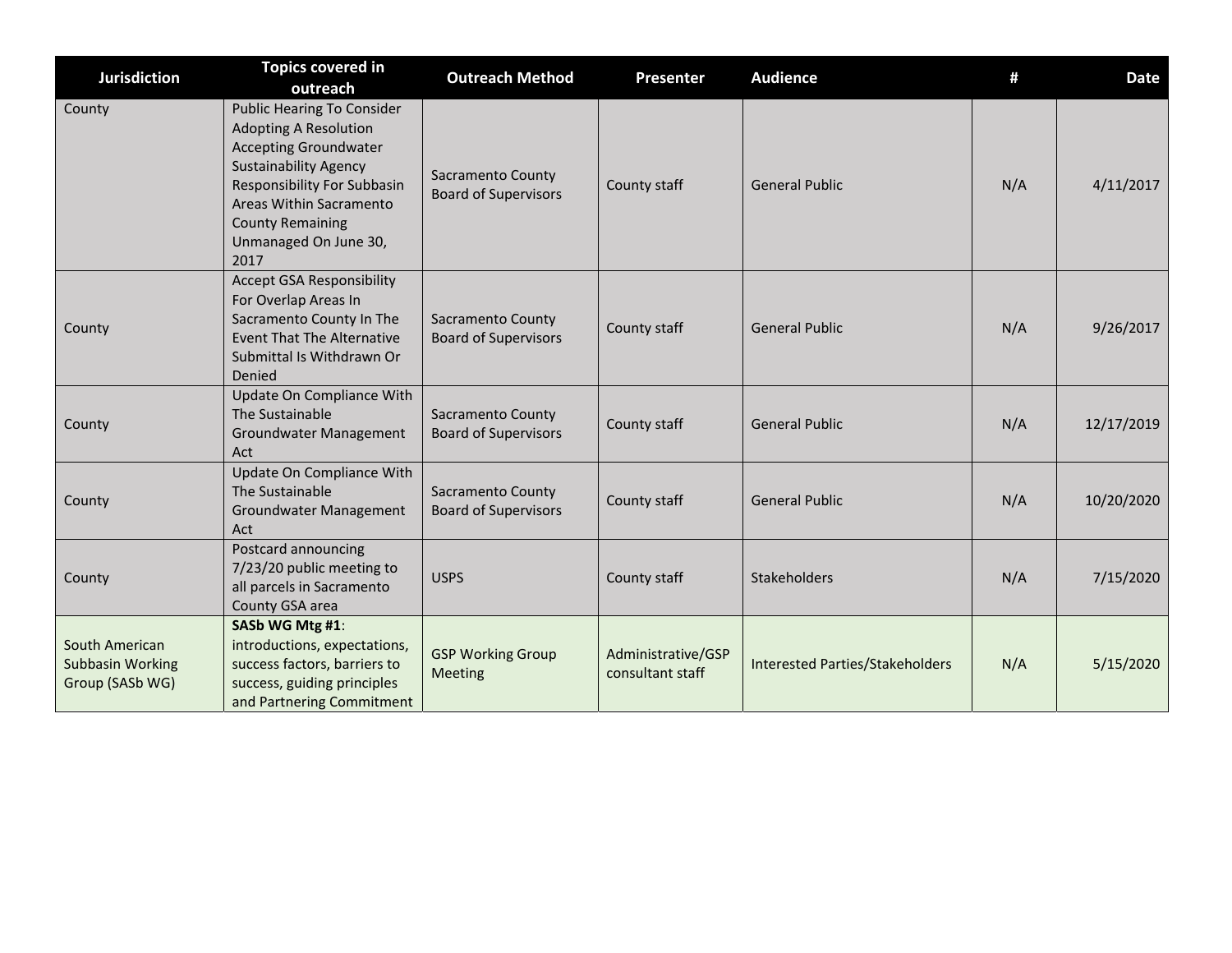| Jurisdiction | Topics covered in outreach | Outreach Method | Presenter | Audience | # | Date |
|---|---|---|---|---|---|---|
| County | Public Hearing To Consider Adopting A Resolution Accepting Groundwater Sustainability Agency Responsibility For Subbasin Areas Within Sacramento County Remaining Unmanaged On June 30, 2017 | Sacramento County Board of Supervisors | County staff | General Public | N/A | 4/11/2017 |
| County | Accept GSA Responsibility For Overlap Areas In Sacramento County In The Event That The Alternative Submittal Is Withdrawn Or Denied | Sacramento County Board of Supervisors | County staff | General Public | N/A | 9/26/2017 |
| County | Update On Compliance With The Sustainable Groundwater Management Act | Sacramento County Board of Supervisors | County staff | General Public | N/A | 12/17/2019 |
| County | Update On Compliance With The Sustainable Groundwater Management Act | Sacramento County Board of Supervisors | County staff | General Public | N/A | 10/20/2020 |
| County | Postcard announcing 7/23/20 public meeting to all parcels in Sacramento County GSA area | USPS | County staff | Stakeholders | N/A | 7/15/2020 |
| South American Subbasin Working Group (SASb WG) | **SASb WG Mtg #1**: introductions, expectations, success factors, barriers to success, guiding principles and Partnering Commitment | GSP Working Group Meeting | Administrative/GSP consultant staff | Interested Parties/Stakeholders | N/A | 5/15/2020 |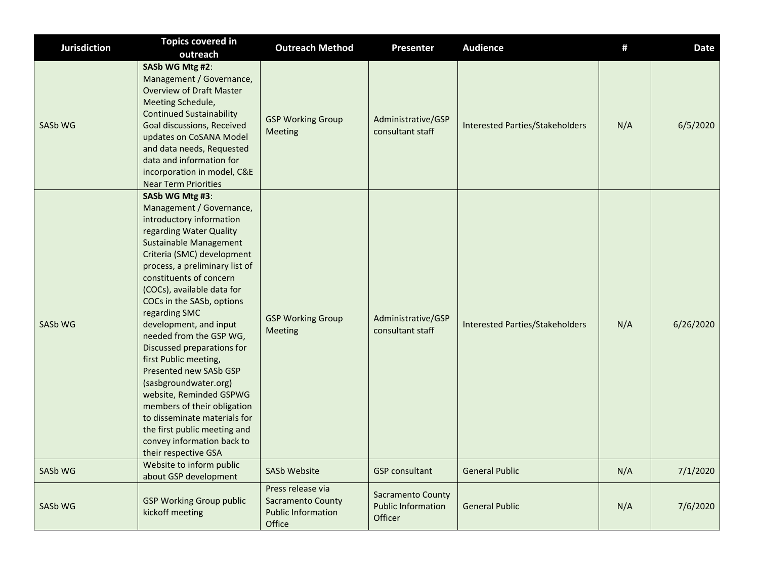| Jurisdiction | Topics covered in outreach | Outreach Method | Presenter | Audience | # | Date |
|---|---|---|---|---|---|---|
| SASb WG | **SASb WG Mtg #2**: Management / Governance, Overview of Draft Master Meeting Schedule, Continued Sustainability Goal discussions, Received updates on CoSANA Model and data needs, Requested data and information for incorporation in model, C&E Near Term Priorities | GSP Working Group Meeting | Administrative/GSP consultant staff | Interested Parties/Stakeholders | N/A | 6/5/2020 |
| SASb WG | **SASb WG Mtg #3**: Management / Governance, introductory information regarding Water Quality Sustainable Management Criteria (SMC) development process, a preliminary list of constituents of concern (COCs), available data for COCs in the SASb, options regarding SMC development, and input needed from the GSP WG, Discussed preparations for first Public meeting, Presented new SASb GSP (sasbgroundwater.org) website, Reminded GSPWG members of their obligation to disseminate materials for the first public meeting and convey information back to their respective GSA | GSP Working Group Meeting | Administrative/GSP consultant staff | Interested Parties/Stakeholders | N/A | 6/26/2020 |
| SASb WG | Website to inform public about GSP development | SASb Website | GSP consultant | General Public | N/A | 7/1/2020 |
| SASb WG | GSP Working Group public kickoff meeting | Press release via Sacramento County Public Information Office | Sacramento County Public Information Officer | General Public | N/A | 7/6/2020 |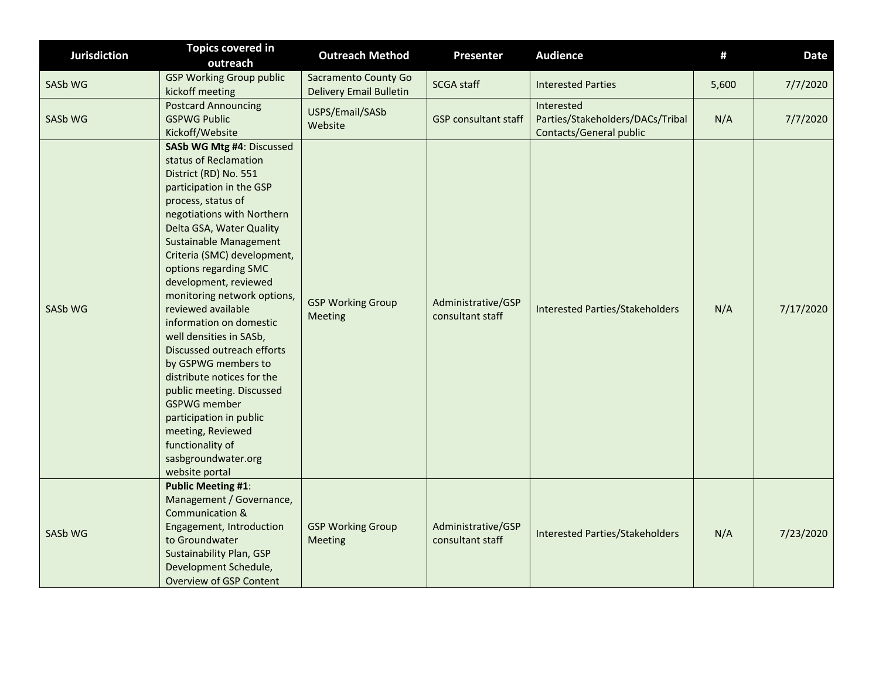| Jurisdiction | Topics covered in outreach | Outreach Method | Presenter | Audience | # | Date |
|---|---|---|---|---|---|---|
| SASb WG | GSP Working Group public kickoff meeting | Sacramento County Go Delivery Email Bulletin | SCGA staff | Interested Parties | 5,600 | 7/7/2020 |
| SASb WG | Postcard Announcing GSPWG Public Kickoff/Website | USPS/Email/SASb Website | GSP consultant staff | Interested Parties/Stakeholders/DACs/Tribal Contacts/General public | N/A | 7/7/2020 |
| SASb WG | **SASb WG Mtg #4**: Discussed status of Reclamation District (RD) No. 551 participation in the GSP process, status of negotiations with Northern Delta GSA, Water Quality Sustainable Management Criteria (SMC) development, options regarding SMC development, reviewed monitoring network options, reviewed available information on domestic well densities in SASb, Discussed outreach efforts by GSPWG members to distribute notices for the public meeting. Discussed GSPWG member participation in public meeting, Reviewed functionality of sasbgroundwater.org website portal | GSP Working Group Meeting | Administrative/GSP consultant staff | Interested Parties/Stakeholders | N/A | 7/17/2020 |
| SASb WG | **Public Meeting #1**: Management / Governance, Communication & Engagement, Introduction to Groundwater Sustainability Plan, GSP Development Schedule, Overview of GSP Content | GSP Working Group Meeting | Administrative/GSP consultant staff | Interested Parties/Stakeholders | N/A | 7/23/2020 |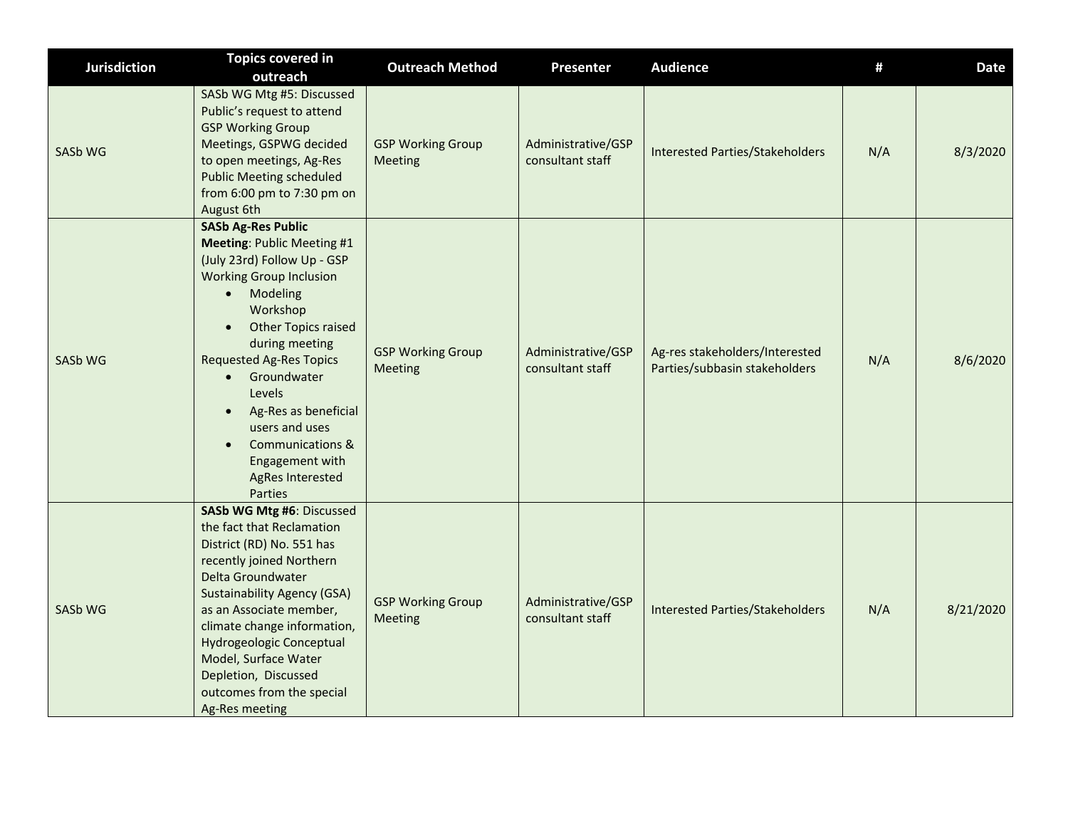| Jurisdiction | Topics covered in outreach | Outreach Method | Presenter | Audience | # | Date |
|---|---|---|---|---|---|---|
| SASb WG | SASb WG Mtg #5: Discussed Public's request to attend GSP Working Group Meetings, GSPWG decided to open meetings, Ag-Res Public Meeting scheduled from 6:00 pm to 7:30 pm on August 6th | GSP Working Group Meeting | Administrative/GSP consultant staff | Interested Parties/Stakeholders | N/A | 8/3/2020 |
| SASb WG | **SASb Ag-Res Public Meeting**: Public Meeting #1 (July 23rd) Follow Up - GSP Working Group Inclusion<br>• Modeling Workshop<br>• Other Topics raised during meeting<br>Requested Ag-Res Topics<br>• Groundwater Levels<br>• Ag-Res as beneficial users and uses<br>• Communications & Engagement with AgRes Interested Parties | GSP Working Group Meeting | Administrative/GSP consultant staff | Ag-res stakeholders/Interested Parties/subbasin stakeholders | N/A | 8/6/2020 |
| SASb WG | **SASb WG Mtg #6**: Discussed the fact that Reclamation District (RD) No. 551 has recently joined Northern Delta Groundwater Sustainability Agency (GSA) as an Associate member, climate change information, Hydrogeologic Conceptual Model, Surface Water Depletion, Discussed outcomes from the special Ag-Res meeting | GSP Working Group Meeting | Administrative/GSP consultant staff | Interested Parties/Stakeholders | N/A | 8/21/2020 |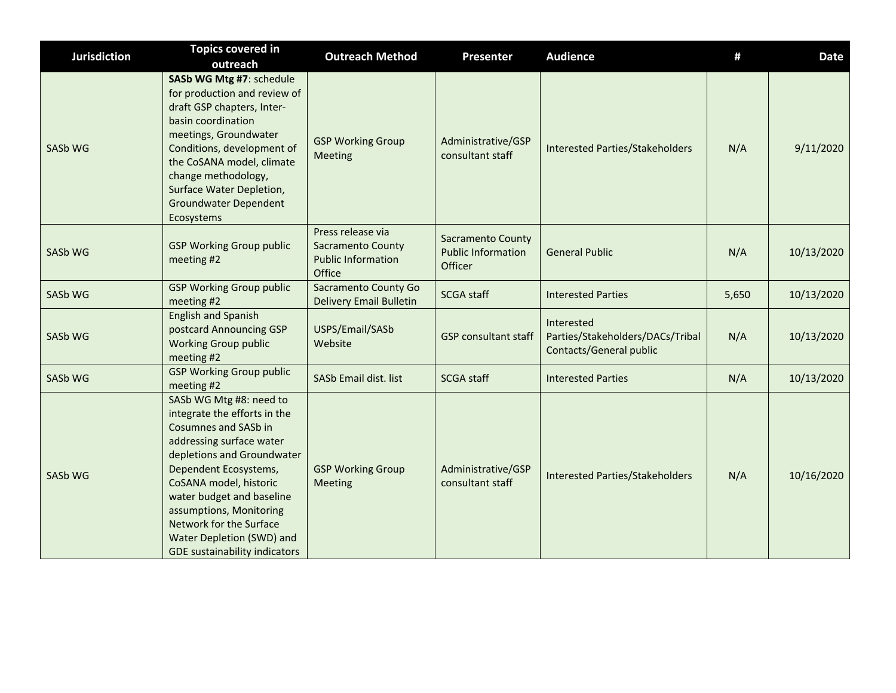| Jurisdiction | Topics covered in outreach | Outreach Method | Presenter | Audience | # | Date |
|---|---|---|---|---|---|---|
| SASb WG | **SASb WG Mtg #7**: schedule for production and review of draft GSP chapters, Inter-basin coordination meetings, Groundwater Conditions, development of the CoSANA model, climate change methodology, Surface Water Depletion, Groundwater Dependent Ecosystems | GSP Working Group Meeting | Administrative/GSP consultant staff | Interested Parties/Stakeholders | N/A | 9/11/2020 |
| SASb WG | GSP Working Group public meeting #2 | Press release via Sacramento County Public Information Office | Sacramento County Public Information Officer | General Public | N/A | 10/13/2020 |
| SASb WG | GSP Working Group public meeting #2 | Sacramento County Go Delivery Email Bulletin | SCGA staff | Interested Parties | 5,650 | 10/13/2020 |
| SASb WG | English and Spanish postcard Announcing GSP Working Group public meeting #2 | USPS/Email/SASb Website | GSP consultant staff | Interested Parties/Stakeholders/DACs/Tribal Contacts/General public | N/A | 10/13/2020 |
| SASb WG | GSP Working Group public meeting #2 | SASb Email dist. list | SCGA staff | Interested Parties | N/A | 10/13/2020 |
| SASb WG | SASb WG Mtg #8: need to integrate the efforts in the Cosumnes and SASb in addressing surface water depletions and Groundwater Dependent Ecosystems, CoSANA model, historic water budget and baseline assumptions, Monitoring Network for the Surface Water Depletion (SWD) and GDE sustainability indicators | GSP Working Group Meeting | Administrative/GSP consultant staff | Interested Parties/Stakeholders | N/A | 10/16/2020 |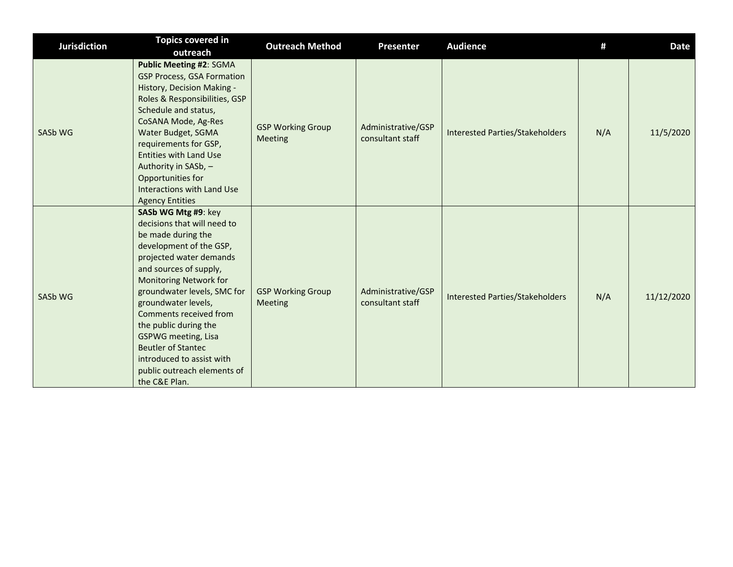| Jurisdiction | Topics covered in outreach | Outreach Method | Presenter | Audience | # | Date |
|---|---|---|---|---|---|---|
| SASb WG | **Public Meeting #2**: SGMA GSP Process, GSA Formation History, Decision Making - Roles & Responsibilities, GSP Schedule and status, CoSANA Mode, Ag-Res Water Budget, SGMA requirements for GSP, Entities with Land Use Authority in SASb, – Opportunities for Interactions with Land Use Agency Entities | GSP Working Group Meeting | Administrative/GSP consultant staff | Interested Parties/Stakeholders | N/A | 11/5/2020 |
| SASb WG | **SASb WG Mtg #9**: key decisions that will need to be made during the development of the GSP, projected water demands and sources of supply, Monitoring Network for groundwater levels, SMC for groundwater levels, Comments received from the public during the GSPWG meeting, Lisa Beutler of Stantec introduced to assist with public outreach elements of the C&E Plan. | GSP Working Group Meeting | Administrative/GSP consultant staff | Interested Parties/Stakeholders | N/A | 11/12/2020 |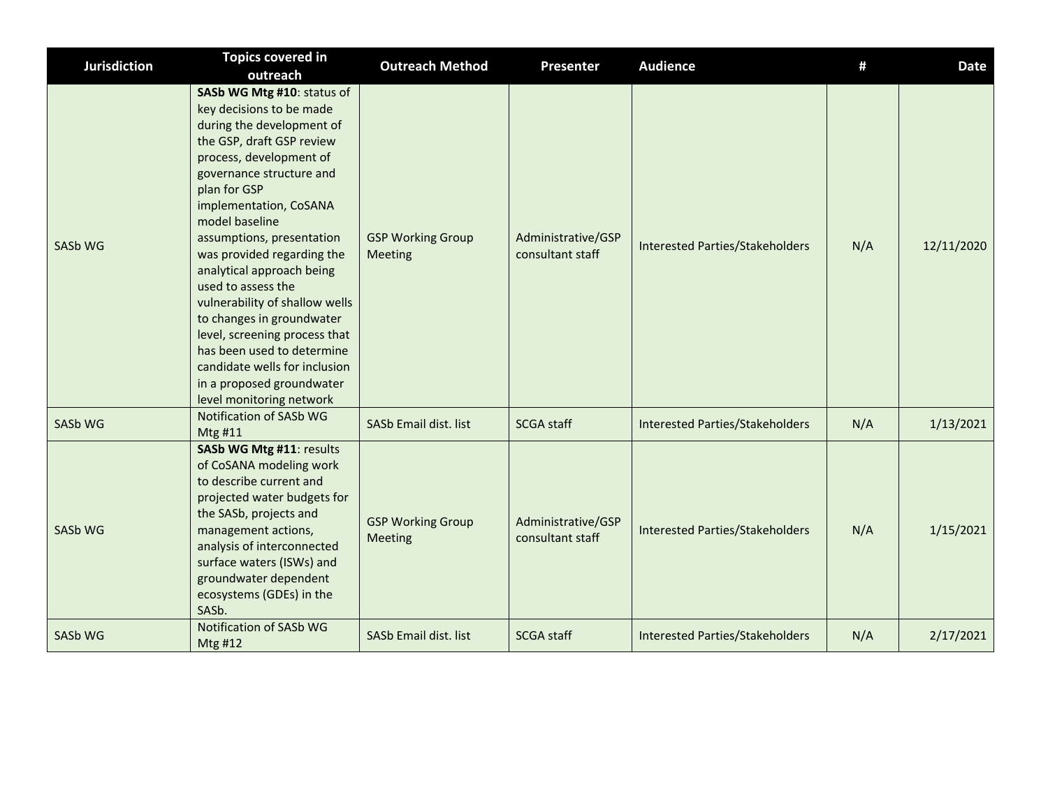| Jurisdiction | Topics covered in outreach | Outreach Method | Presenter | Audience | # | Date |
|---|---|---|---|---|---|---|
| SASb WG | **SASb WG Mtg #10**: status of key decisions to be made during the development of the GSP, draft GSP review process, development of governance structure and plan for GSP implementation, CoSANA model baseline assumptions, presentation was provided regarding the analytical approach being used to assess the vulnerability of shallow wells to changes in groundwater level, screening process that has been used to determine candidate wells for inclusion in a proposed groundwater level monitoring network | GSP Working Group Meeting | Administrative/GSP consultant staff | Interested Parties/Stakeholders | N/A | 12/11/2020 |
| SASb WG | Notification of SASb WG Mtg #11 | SASb Email dist. list | SCGA staff | Interested Parties/Stakeholders | N/A | 1/13/2021 |
| SASb WG | **SASb WG Mtg #11**: results of CoSANA modeling work to describe current and projected water budgets for the SASb, projects and management actions, analysis of interconnected surface waters (ISWs) and groundwater dependent ecosystems (GDEs) in the SASb. | GSP Working Group Meeting | Administrative/GSP consultant staff | Interested Parties/Stakeholders | N/A | 1/15/2021 |
| SASb WG | Notification of SASb WG Mtg #12 | SASb Email dist. list | SCGA staff | Interested Parties/Stakeholders | N/A | 2/17/2021 |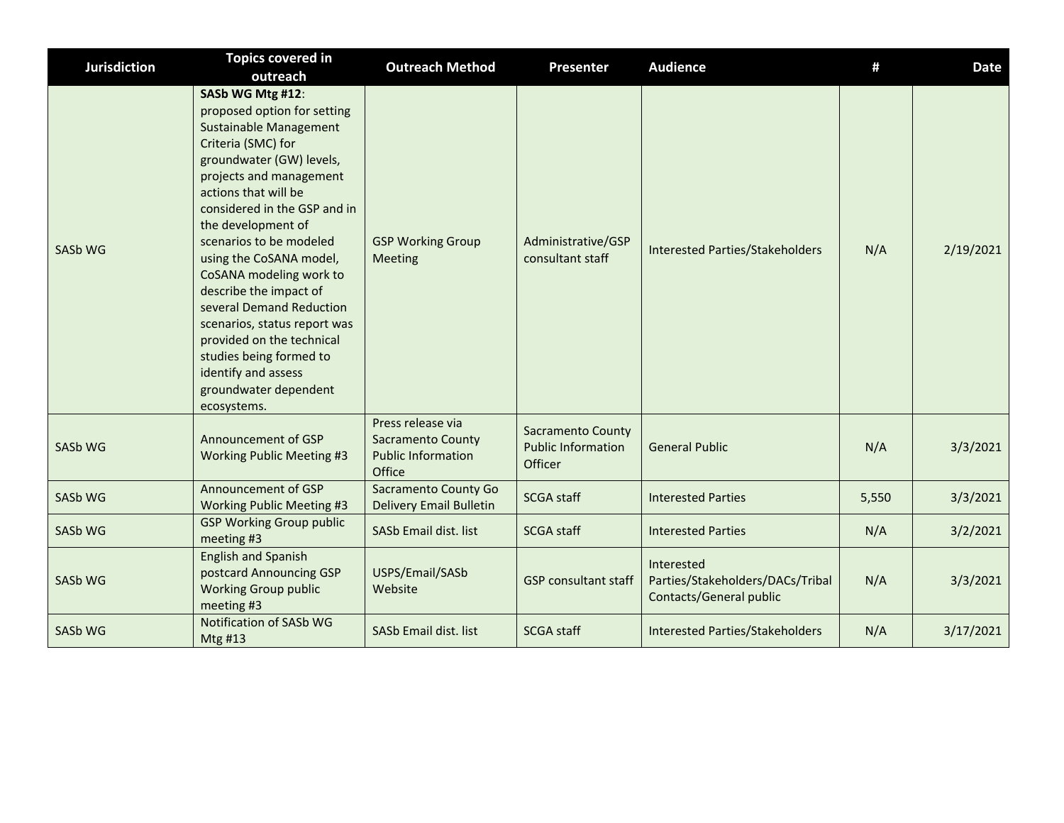| Jurisdiction | Topics covered in outreach | Outreach Method | Presenter | Audience | # | Date |
|---|---|---|---|---|---|---|
| SASb WG | **SASb WG Mtg #12**: proposed option for setting Sustainable Management Criteria (SMC) for groundwater (GW) levels, projects and management actions that will be considered in the GSP and in the development of scenarios to be modeled using the CoSANA model, CoSANA modeling work to describe the impact of several Demand Reduction scenarios, status report was provided on the technical studies being formed to identify and assess groundwater dependent ecosystems. | GSP Working Group Meeting | Administrative/GSP consultant staff | Interested Parties/Stakeholders | N/A | 2/19/2021 |
| SASb WG | Announcement of GSP Working Public Meeting #3 | Press release via Sacramento County Public Information Office | Sacramento County Public Information Officer | General Public | N/A | 3/3/2021 |
| SASb WG | Announcement of GSP Working Public Meeting #3 | Sacramento County Go Delivery Email Bulletin | SCGA staff | Interested Parties | 5,550 | 3/3/2021 |
| SASb WG | GSP Working Group public meeting #3 | SASb Email dist. list | SCGA staff | Interested Parties | N/A | 3/2/2021 |
| SASb WG | English and Spanish postcard Announcing GSP Working Group public meeting #3 | USPS/Email/SASb Website | GSP consultant staff | Interested Parties/Stakeholders/DACs/Tribal Contacts/General public | N/A | 3/3/2021 |
| SASb WG | Notification of SASb WG Mtg #13 | SASb Email dist. list | SCGA staff | Interested Parties/Stakeholders | N/A | 3/17/2021 |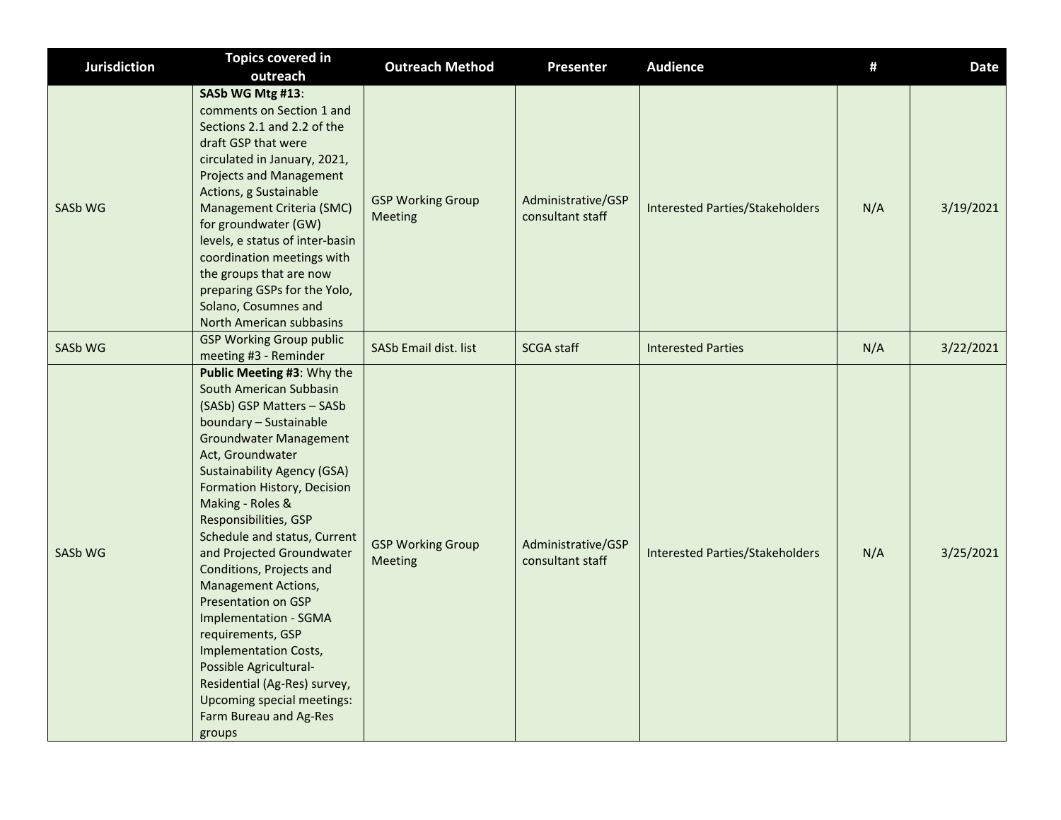| Jurisdiction | Topics covered in outreach | Outreach Method | Presenter | Audience | # | Date |
|---|---|---|---|---|---|---|
| SASb WG | **SASb WG Mtg #13**: comments on Section 1 and Sections 2.1 and 2.2 of the draft GSP that were circulated in January, 2021, Projects and Management Actions, g Sustainable Management Criteria (SMC) for groundwater (GW) levels, e status of inter-basin coordination meetings with the groups that are now preparing GSPs for the Yolo, Solano, Cosumnes and North American subbasins | GSP Working Group Meeting | Administrative/GSP consultant staff | Interested Parties/Stakeholders | N/A | 3/19/2021 |
| SASb WG | GSP Working Group public meeting #3 - Reminder | SASb Email dist. list | SCGA staff | Interested Parties | N/A | 3/22/2021 |
| SASb WG | **Public Meeting #3**: Why the South American Subbasin (SASb) GSP Matters – SASb boundary – Sustainable Groundwater Management Act, Groundwater Sustainability Agency (GSA) Formation History, Decision Making - Roles & Responsibilities, GSP Schedule and status, Current and Projected Groundwater Conditions, Projects and Management Actions, Presentation on GSP Implementation - SGMA requirements, GSP Implementation Costs, Possible Agricultural-Residential (Ag-Res) survey, Upcoming special meetings: Farm Bureau and Ag-Res groups | GSP Working Group Meeting | Administrative/GSP consultant staff | Interested Parties/Stakeholders | N/A | 3/25/2021 |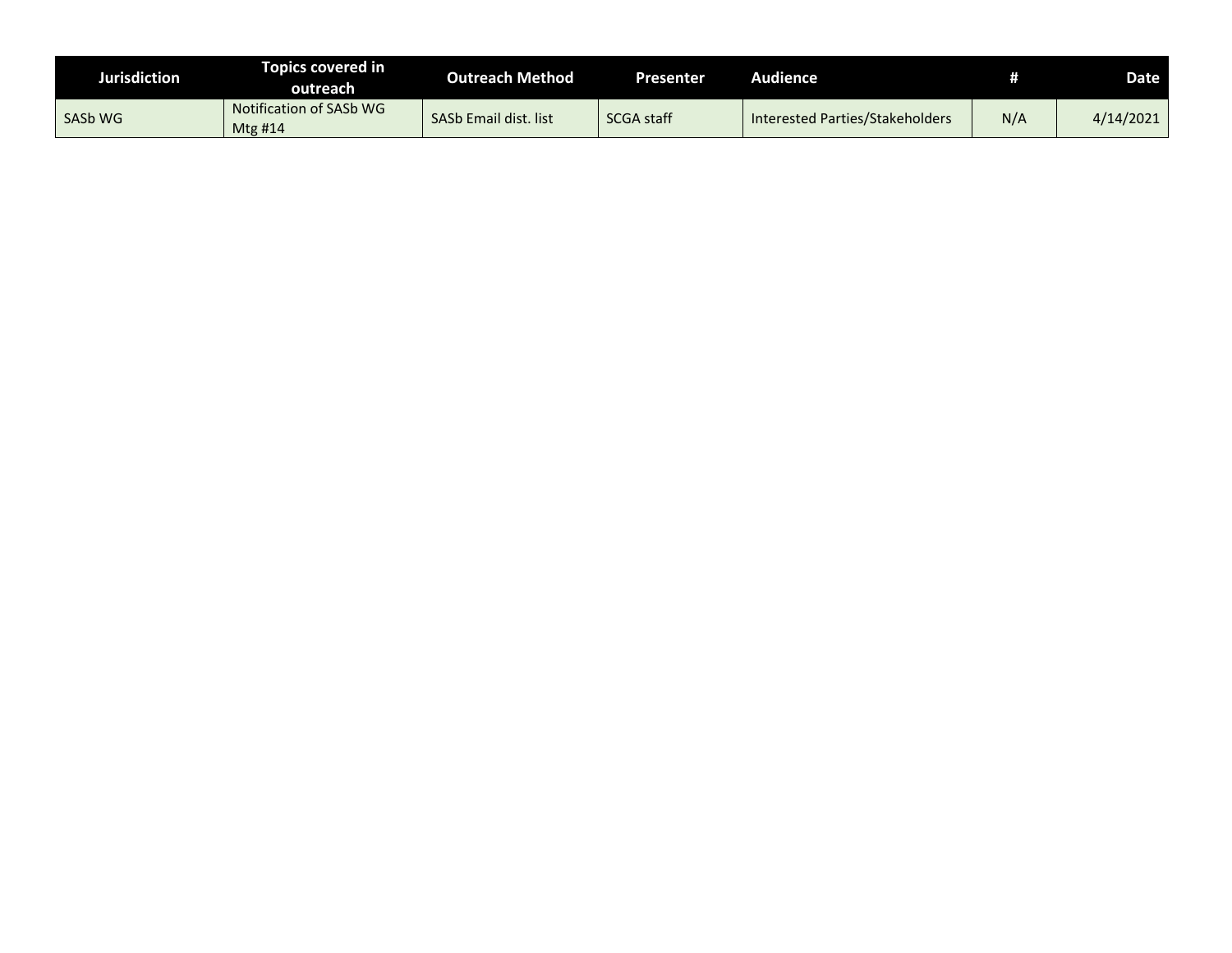| Jurisdiction | Topics covered in outreach | Outreach Method | Presenter | Audience | # | Date |
|---|---|---|---|---|---|---|
| SASb WG | Notification of SASb WG Mtg #14 | SASb Email dist. list | SCGA staff | Interested Parties/Stakeholders | N/A | 4/14/2021 |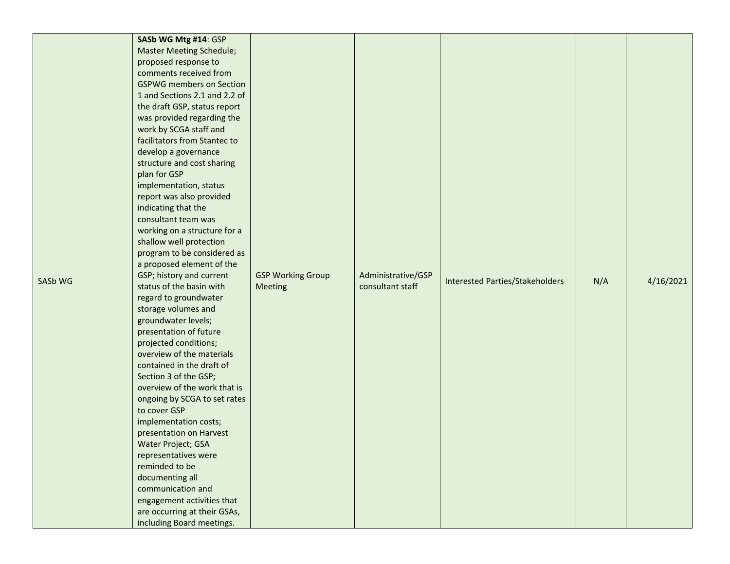| | | | | | | |
|---|---|---|---|---|---|---|
| SASb WG | **SASb WG Mtg #14**: GSP Master Meeting Schedule; proposed response to comments received from GSPWG members on Section 1 and Sections 2.1 and 2.2 of the draft GSP, status report was provided regarding the work by SCGA staff and facilitators from Stantec to develop a governance structure and cost sharing plan for GSP implementation, status report was also provided indicating that the consultant team was working on a structure for a shallow well protection program to be considered as a proposed element of the GSP; history and current status of the basin with regard to groundwater storage volumes and groundwater levels; presentation of future projected conditions; overview of the materials contained in the draft of Section 3 of the GSP; overview of the work that is ongoing by SCGA to set rates to cover GSP implementation costs; presentation on Harvest Water Project; GSA representatives were reminded to be documenting all communication and engagement activities that are occurring at their GSAs, including Board meetings. | GSP Working Group Meeting | Administrative/GSP consultant staff | Interested Parties/Stakeholders | N/A | 4/16/2021 |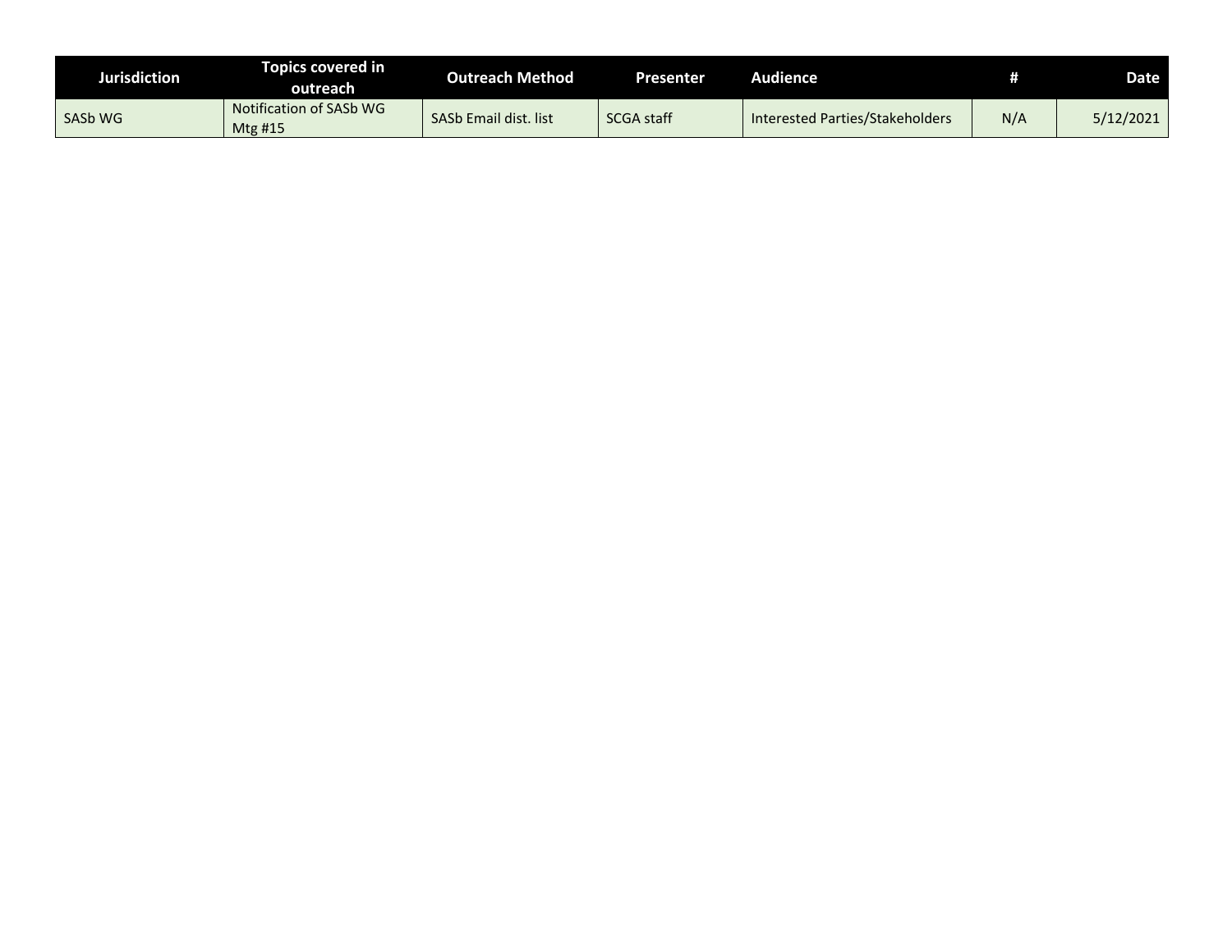| Jurisdiction | Topics covered in outreach | Outreach Method | Presenter | Audience | # | Date |
|---|---|---|---|---|---|---|
| SASb WG | Notification of SASb WG Mtg #15 | SASb Email dist. list | SCGA staff | Interested Parties/Stakeholders | N/A | 5/12/2021 |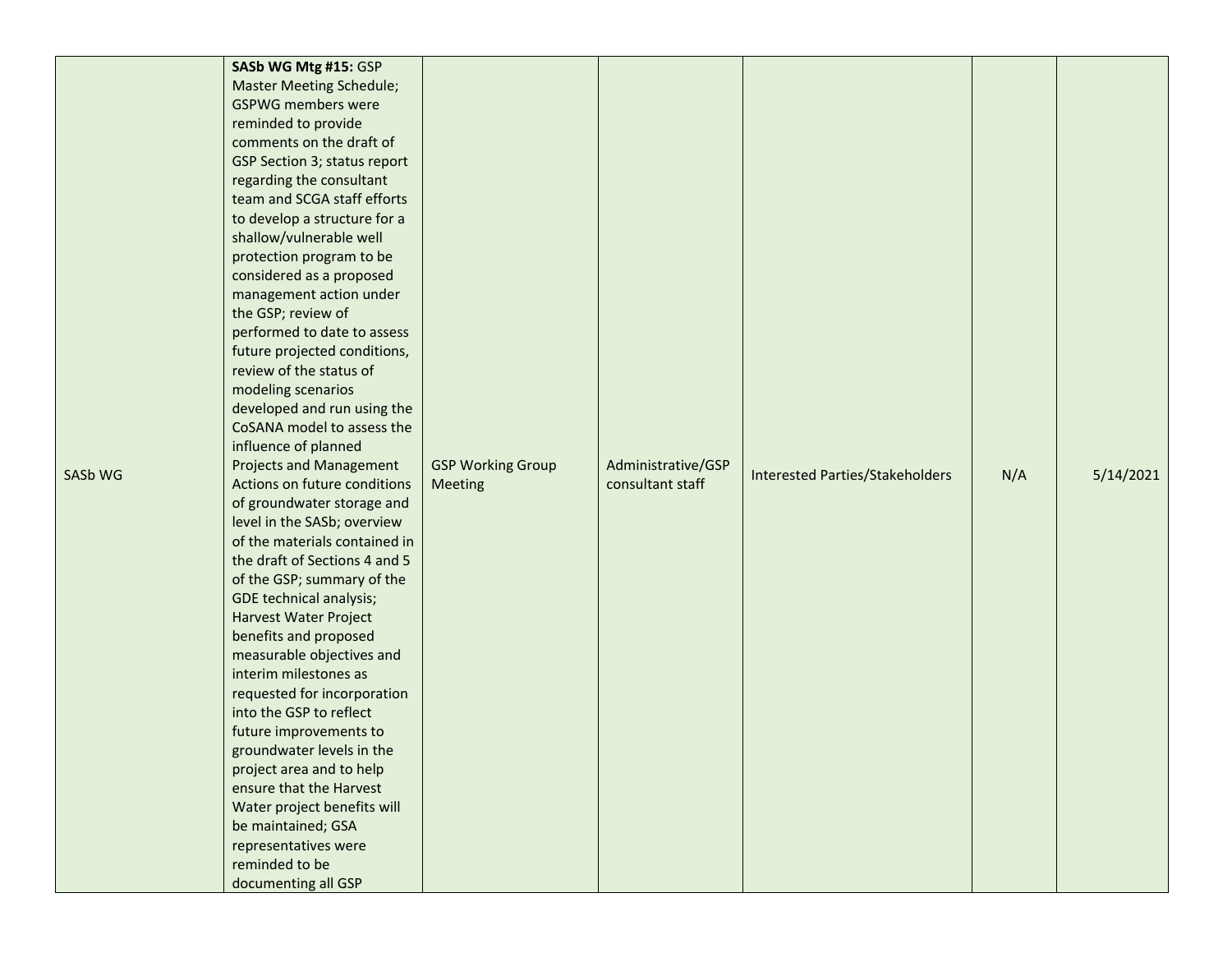| | | | | | | |
|---|---|---|---|---|---|---|
| SASb WG | **SASb WG Mtg #15:** GSP Master Meeting Schedule; GSPWG members were reminded to provide comments on the draft of GSP Section 3; status report regarding the consultant team and SCGA staff efforts to develop a structure for a shallow/vulnerable well protection program to be considered as a proposed management action under the GSP; review of performed to date to assess future projected conditions, review of the status of modeling scenarios developed and run using the CoSANA model to assess the influence of planned Projects and Management Actions on future conditions of groundwater storage and level in the SASb; overview of the materials contained in the draft of Sections 4 and 5 of the GSP; summary of the GDE technical analysis; Harvest Water Project benefits and proposed measurable objectives and interim milestones as requested for incorporation into the GSP to reflect future improvements to groundwater levels in the project area and to help ensure that the Harvest Water project benefits will be maintained; GSA representatives were reminded to be documenting all GSP | GSP Working Group Meeting | Administrative/GSP consultant staff | Interested Parties/Stakeholders | N/A | 5/14/2021 |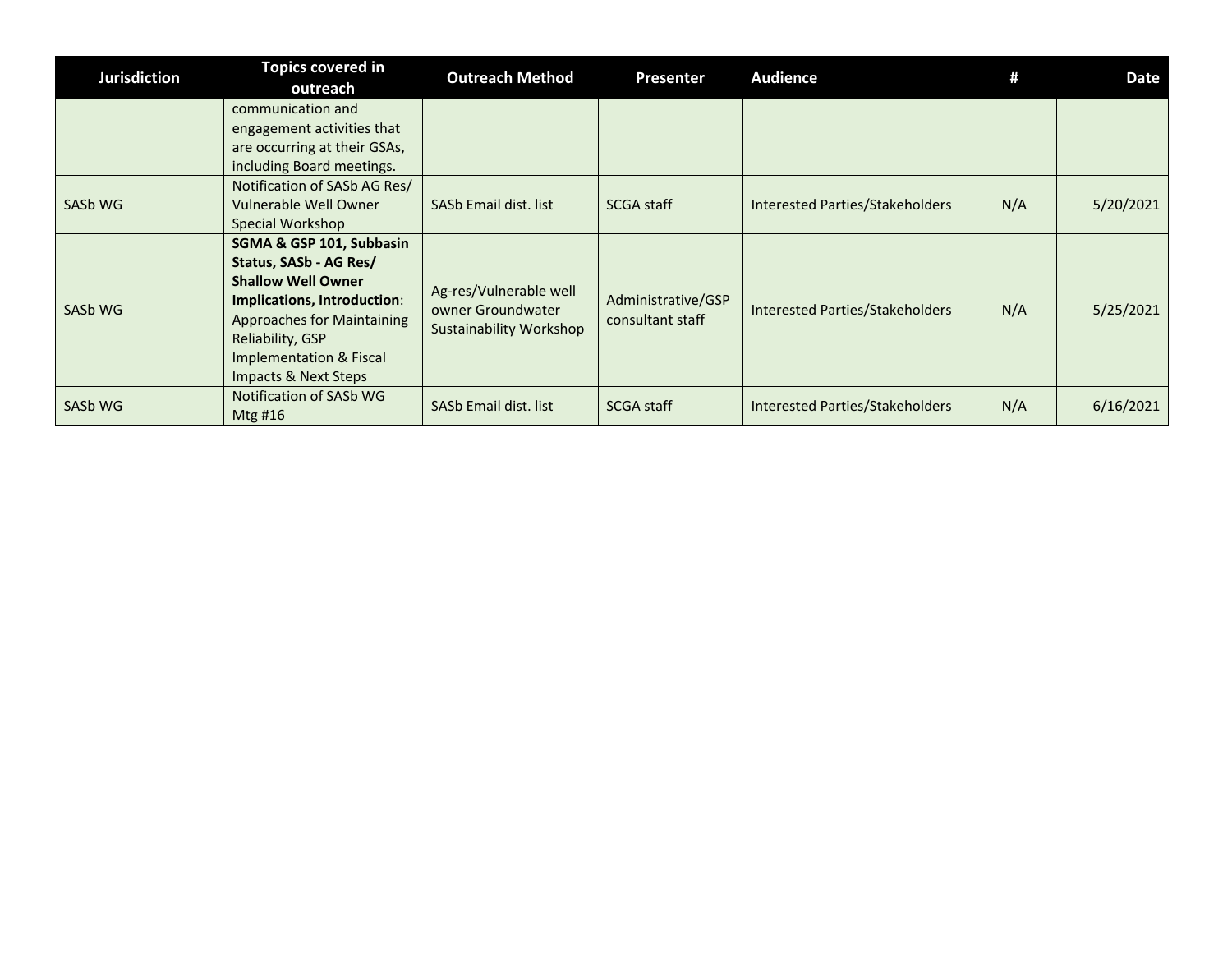| Jurisdiction | Topics covered in outreach | Outreach Method | Presenter | Audience | # | Date |
|---|---|---|---|---|---|---|
| | communication and engagement activities that are occurring at their GSAs, including Board meetings. | | | | | |
| SASb WG | Notification of SASb AG Res/ Vulnerable Well Owner Special Workshop | SASb Email dist. list | SCGA staff | Interested Parties/Stakeholders | N/A | 5/20/2021 |
| SASb WG | **SGMA & GSP 101, Subbasin Status, SASb - AG Res/ Shallow Well Owner Implications, Introduction**: Approaches for Maintaining Reliability, GSP Implementation & Fiscal Impacts & Next Steps | Ag-res/Vulnerable well owner Groundwater Sustainability Workshop | Administrative/GSP consultant staff | Interested Parties/Stakeholders | N/A | 5/25/2021 |
| SASb WG | Notification of SASb WG Mtg #16 | SASb Email dist. list | SCGA staff | Interested Parties/Stakeholders | N/A | 6/16/2021 |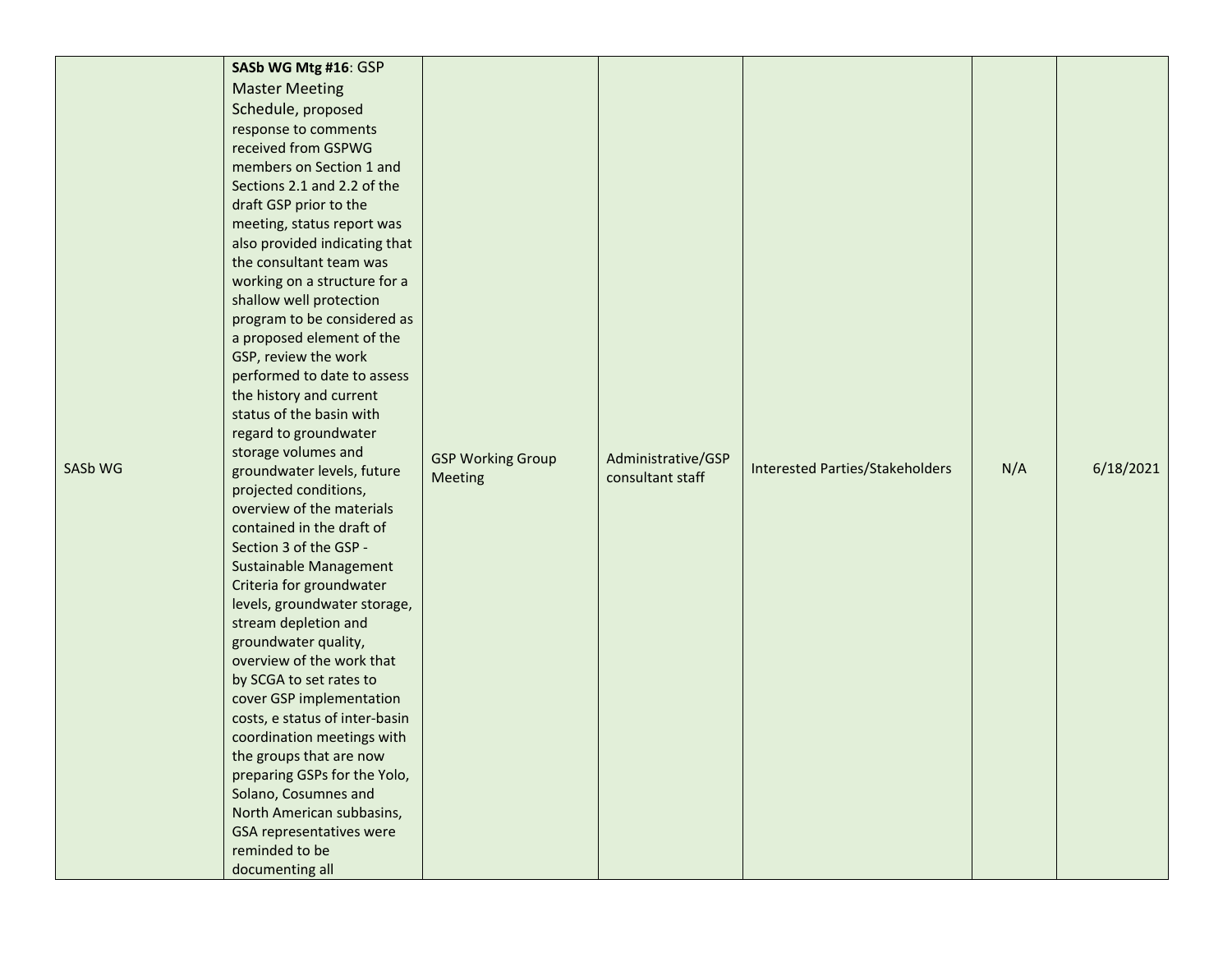| | | | | | | |
|---|---|---|---|---|---|---|
| SASb WG | **SASb WG Mtg #16**: GSP Master Meeting Schedule, proposed response to comments received from GSPWG members on Section 1 and Sections 2.1 and 2.2 of the draft GSP prior to the meeting, status report was also provided indicating that the consultant team was working on a structure for a shallow well protection program to be considered as a proposed element of the GSP, review the work performed to date to assess the history and current status of the basin with regard to groundwater storage volumes and groundwater levels, future projected conditions, overview of the materials contained in the draft of Section 3 of the GSP - Sustainable Management Criteria for groundwater levels, groundwater storage, stream depletion and groundwater quality, overview of the work that by SCGA to set rates to cover GSP implementation costs, e status of inter-basin coordination meetings with the groups that are now preparing GSPs for the Yolo, Solano, Cosumnes and North American subbasins, GSA representatives were reminded to be documenting all | GSP Working Group Meeting | Administrative/GSP consultant staff | Interested Parties/Stakeholders | N/A | 6/18/2021 |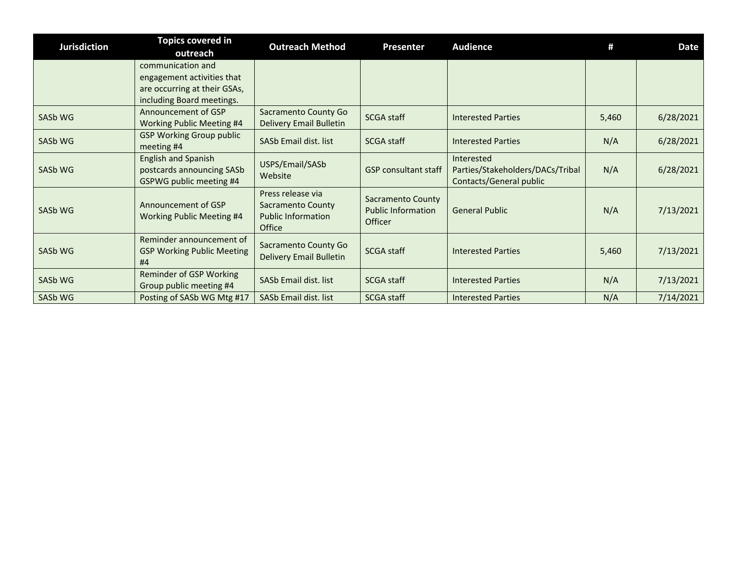| Jurisdiction | Topics covered in outreach | Outreach Method | Presenter | Audience | # | Date |
|---|---|---|---|---|---|---|
| | communication and engagement activities that are occurring at their GSAs, including Board meetings. | | | | | |
| SASb WG | Announcement of GSP Working Public Meeting #4 | Sacramento County Go Delivery Email Bulletin | SCGA staff | Interested Parties | 5,460 | 6/28/2021 |
| SASb WG | GSP Working Group public meeting #4 | SASb Email dist. list | SCGA staff | Interested Parties | N/A | 6/28/2021 |
| SASb WG | English and Spanish postcards announcing SASb GSPWG public meeting #4 | USPS/Email/SASb Website | GSP consultant staff | Interested Parties/Stakeholders/DACs/Tribal Contacts/General public | N/A | 6/28/2021 |
| SASb WG | Announcement of GSP Working Public Meeting #4 | Press release via Sacramento County Public Information Office | Sacramento County Public Information Officer | General Public | N/A | 7/13/2021 |
| SASb WG | Reminder announcement of GSP Working Public Meeting #4 | Sacramento County Go Delivery Email Bulletin | SCGA staff | Interested Parties | 5,460 | 7/13/2021 |
| SASb WG | Reminder of GSP Working Group public meeting #4 | SASb Email dist. list | SCGA staff | Interested Parties | N/A | 7/13/2021 |
| SASb WG | Posting of SASb WG Mtg #17 | SASb Email dist. list | SCGA staff | Interested Parties | N/A | 7/14/2021 |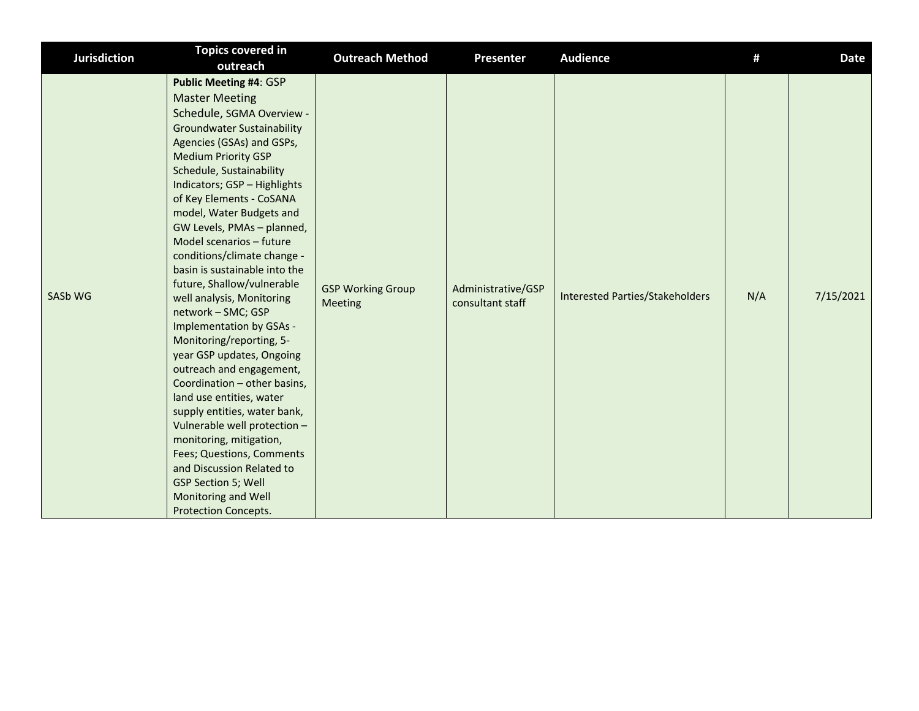| Jurisdiction | Topics covered in outreach | Outreach Method | Presenter | Audience | # | Date |
|---|---|---|---|---|---|---|
| SASb WG | **Public Meeting #4**: GSP Master Meeting Schedule, SGMA Overview - Groundwater Sustainability Agencies (GSAs) and GSPs, Medium Priority GSP Schedule, Sustainability Indicators; GSP – Highlights of Key Elements - CoSANA model, Water Budgets and GW Levels, PMAs – planned, Model scenarios – future conditions/climate change - basin is sustainable into the future, Shallow/vulnerable well analysis, Monitoring network – SMC; GSP Implementation by GSAs - Monitoring/reporting, 5-year GSP updates, Ongoing outreach and engagement, Coordination – other basins, land use entities, water supply entities, water bank, Vulnerable well protection – monitoring, mitigation, Fees; Questions, Comments and Discussion Related to GSP Section 5; Well Monitoring and Well Protection Concepts. | GSP Working Group Meeting | Administrative/GSP consultant staff | Interested Parties/Stakeholders | N/A | 7/15/2021 |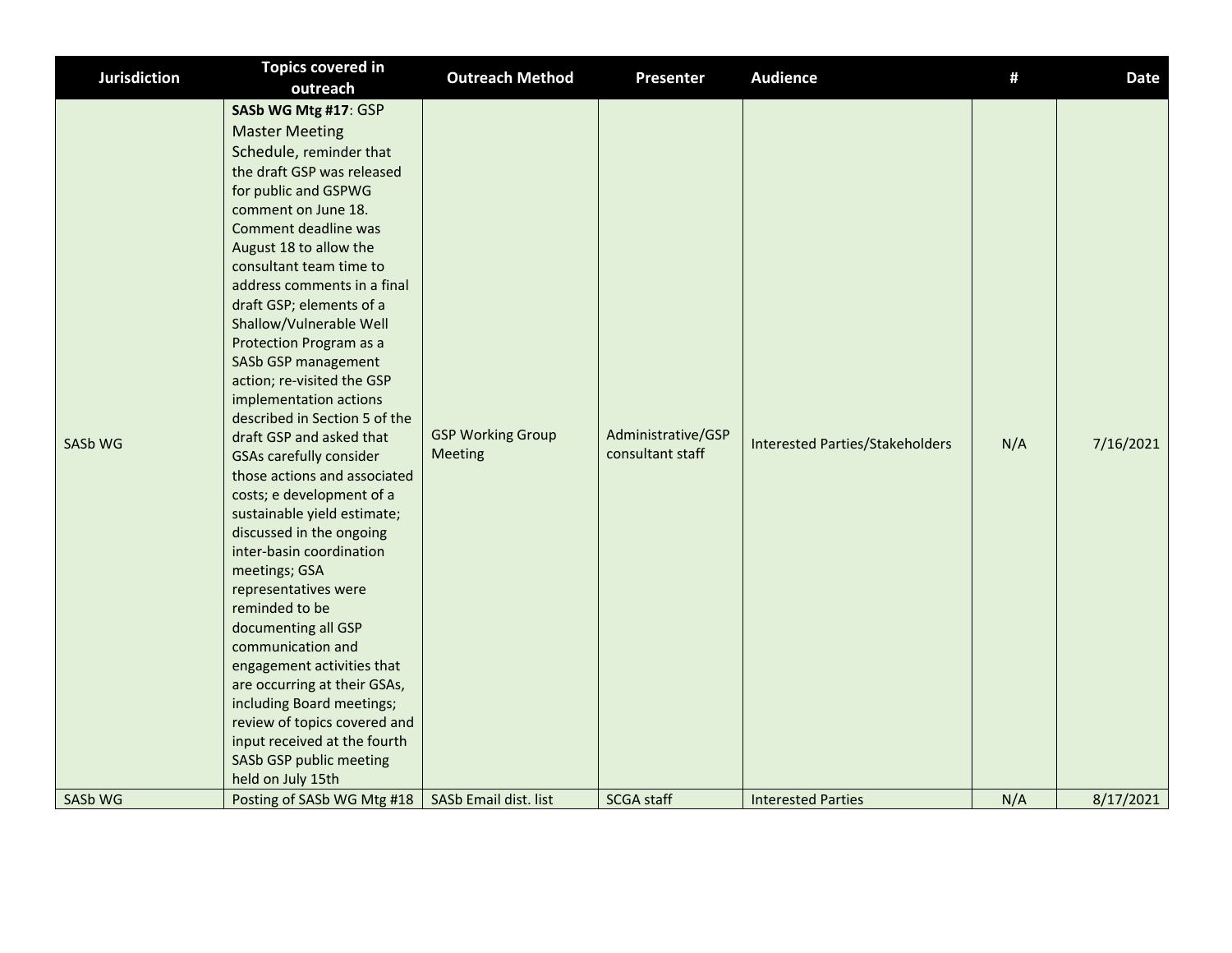| Jurisdiction | Topics covered in outreach | Outreach Method | Presenter | Audience | # | Date |
| --- | --- | --- | --- | --- | --- | --- |
| SASb WG | **SASb WG Mtg #17**: GSP Master Meeting Schedule, reminder that the draft GSP was released for public and GSPWG comment on June 18. Comment deadline was August 18 to allow the consultant team time to address comments in a final draft GSP; elements of a Shallow/Vulnerable Well Protection Program as a SASb GSP management action; re-visited the GSP implementation actions described in Section 5 of the draft GSP and asked that GSAs carefully consider those actions and associated costs; e development of a sustainable yield estimate; discussed in the ongoing inter-basin coordination meetings; GSA representatives were reminded to be documenting all GSP communication and engagement activities that are occurring at their GSAs, including Board meetings; review of topics covered and input received at the fourth SASb GSP public meeting held on July 15th | GSP Working Group Meeting | Administrative/GSP consultant staff | Interested Parties/Stakeholders | N/A | 7/16/2021 |
| SASb WG | Posting of SASb WG Mtg #18 | SASb Email dist. list | SCGA staff | Interested Parties | N/A | 8/17/2021 |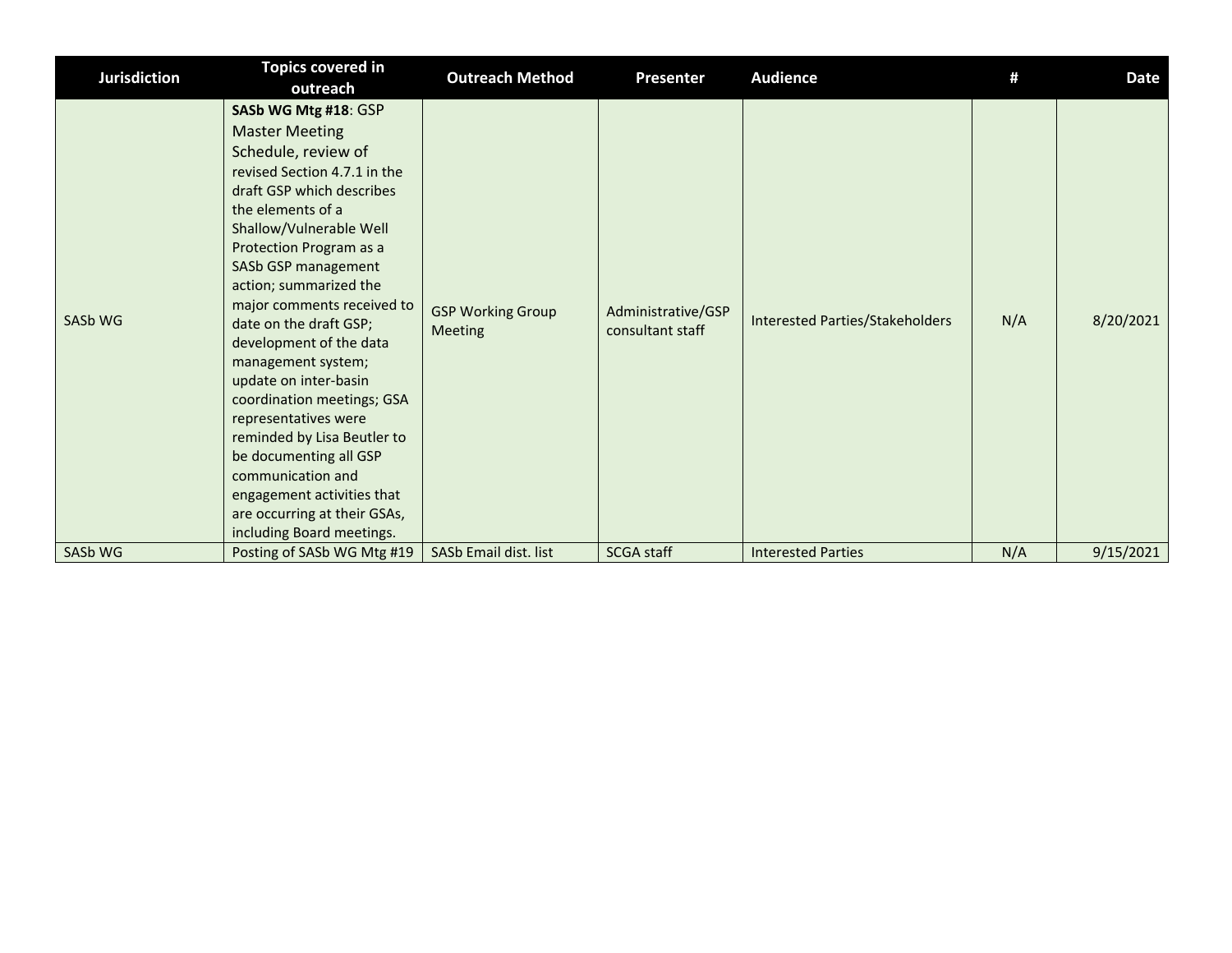| Jurisdiction | Topics covered in outreach | Outreach Method | Presenter | Audience | # | Date |
|---|---|---|---|---|---|---|
| SASb WG | **SASb WG Mtg #18**: GSP Master Meeting Schedule, review of revised Section 4.7.1 in the draft GSP which describes the elements of a Shallow/Vulnerable Well Protection Program as a SASb GSP management action; summarized the major comments received to date on the draft GSP; development of the data management system; update on inter-basin coordination meetings; GSA representatives were reminded by Lisa Beutler to be documenting all GSP communication and engagement activities that are occurring at their GSAs, including Board meetings. | GSP Working Group Meeting | Administrative/GSP consultant staff | Interested Parties/Stakeholders | N/A | 8/20/2021 |
| SASb WG | Posting of SASb WG Mtg #19 | SASb Email dist. list | SCGA staff | Interested Parties | N/A | 9/15/2021 |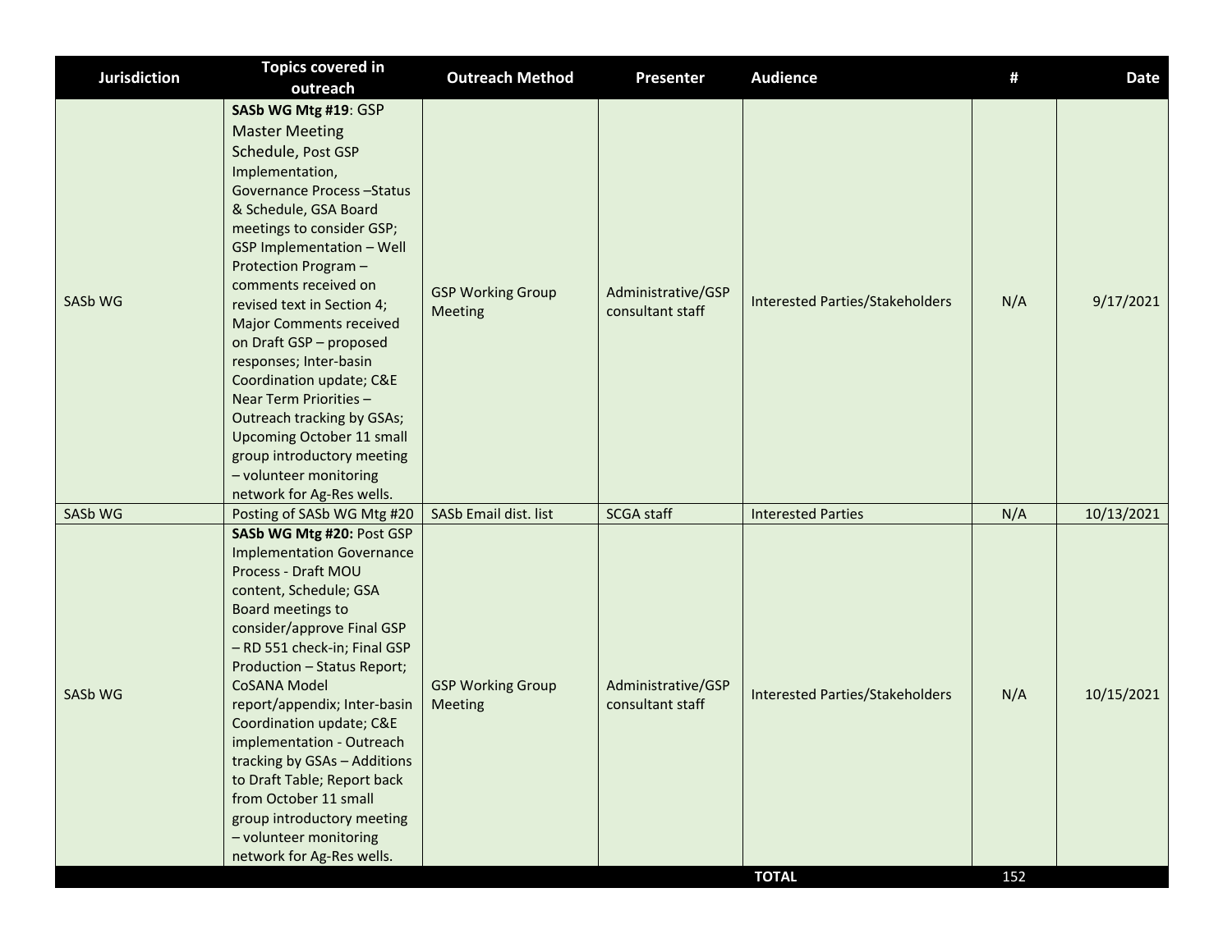| Jurisdiction | Topics covered in outreach | Outreach Method | Presenter | Audience | # | Date |
|---|---|---|---|---|---|---|
| SASb WG | **SASb WG Mtg #19**: GSP Master Meeting Schedule, Post GSP Implementation, Governance Process –Status & Schedule, GSA Board meetings to consider GSP; GSP Implementation – Well Protection Program – comments received on revised text in Section 4; Major Comments received on Draft GSP – proposed responses; Inter-basin Coordination update; C&E Near Term Priorities – Outreach tracking by GSAs; Upcoming October 11 small group introductory meeting – volunteer monitoring network for Ag-Res wells. | GSP Working Group Meeting | Administrative/GSP consultant staff | Interested Parties/Stakeholders | N/A | 9/17/2021 |
| SASb WG | Posting of SASb WG Mtg #20 | SASb Email dist. list | SCGA staff | Interested Parties | N/A | 10/13/2021 |
| SASb WG | **SASb WG Mtg #20:** Post GSP Implementation Governance Process - Draft MOU content, Schedule; GSA Board meetings to consider/approve Final GSP – RD 551 check-in; Final GSP Production – Status Report; CoSANA Model report/appendix; Inter-basin Coordination update; C&E implementation - Outreach tracking by GSAs – Additions to Draft Table; Report back from October 11 small group introductory meeting – volunteer monitoring network for Ag-Res wells. | GSP Working Group Meeting | Administrative/GSP consultant staff | Interested Parties/Stakeholders | N/A | 10/15/2021 |
| | | | | **TOTAL** | 152 | |